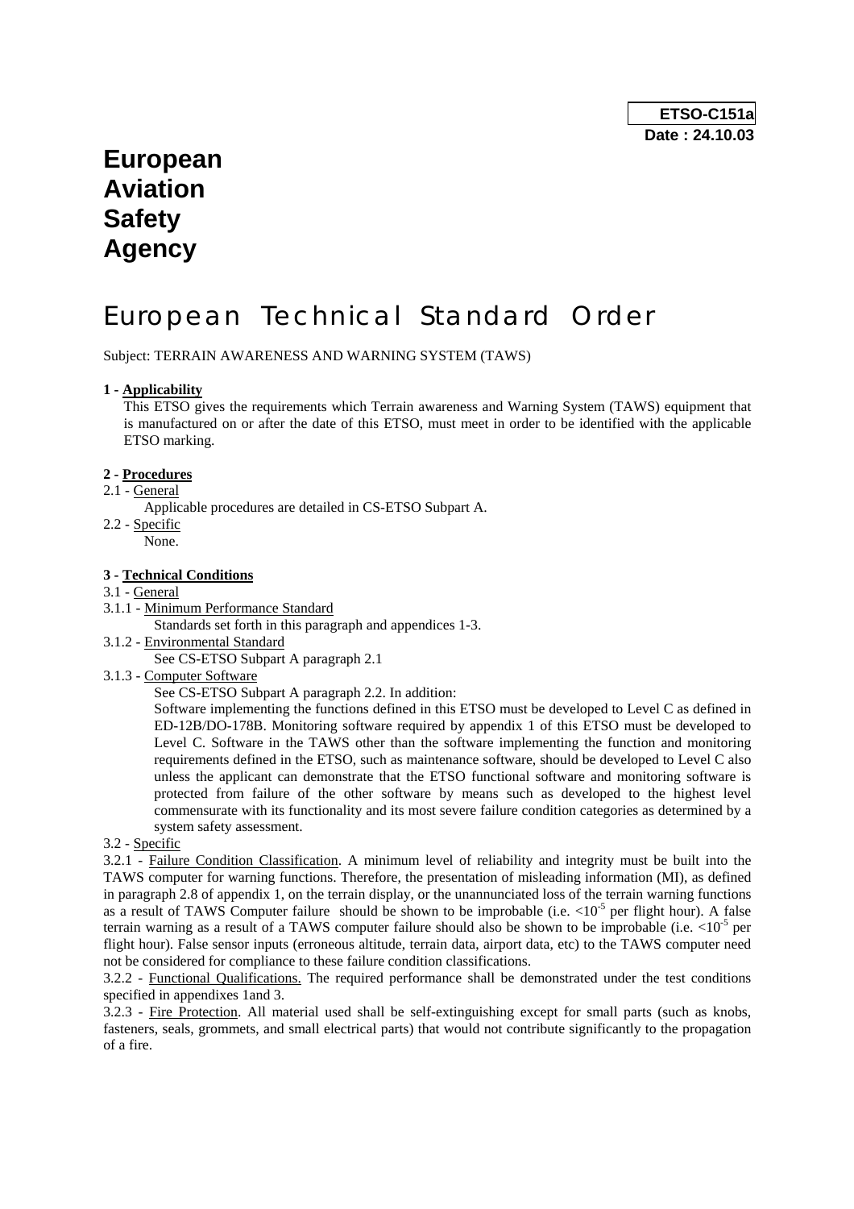**ETSO-C151a**
**Date : 24.10.03**

# European Aviation Safety Agency

# European Technical Standard Order

Subject: TERRAIN AWARENESS AND WARNING SYSTEM (TAWS)

**1 - Applicability**

This ETSO gives the requirements which Terrain awareness and Warning System (TAWS) equipment that is manufactured on or after the date of this ETSO, must meet in order to be identified with the applicable ETSO marking.

**2 - Procedures**

2.1 - General

Applicable procedures are detailed in CS-ETSO Subpart A.

2.2 - Specific

None.

**3 - Technical Conditions**

3.1 - General

3.1.1 - Minimum Performance Standard

Standards set forth in this paragraph and appendices 1-3.

3.1.2 - Environmental Standard

See CS-ETSO Subpart A paragraph 2.1

3.1.3 - Computer Software

See CS-ETSO Subpart A paragraph 2.2. In addition:

Software implementing the functions defined in this ETSO must be developed to Level C as defined in ED-12B/DO-178B. Monitoring software required by appendix 1 of this ETSO must be developed to Level C. Software in the TAWS other than the software implementing the function and monitoring requirements defined in the ETSO, such as maintenance software, should be developed to Level C also unless the applicant can demonstrate that the ETSO functional software and monitoring software is protected from failure of the other software by means such as developed to the highest level commensurate with its functionality and its most severe failure condition categories as determined by a system safety assessment.

3.2 - Specific

3.2.1 - Failure Condition Classification. A minimum level of reliability and integrity must be built into the TAWS computer for warning functions. Therefore, the presentation of misleading information (MI), as defined in paragraph 2.8 of appendix 1, on the terrain display, or the unannunciated loss of the terrain warning functions as a result of TAWS Computer failure should be shown to be improbable (i.e. $<10^{-5}$ per flight hour). A false terrain warning as a result of a TAWS computer failure should also be shown to be improbable (i.e. $<10^{-5}$ per flight hour). False sensor inputs (erroneous altitude, terrain data, airport data, etc) to the TAWS computer need not be considered for compliance to these failure condition classifications.

3.2.2 - Functional Qualifications. The required performance shall be demonstrated under the test conditions specified in appendixes 1and 3.

3.2.3 - Fire Protection. All material used shall be self-extinguishing except for small parts (such as knobs, fasteners, seals, grommets, and small electrical parts) that would not contribute significantly to the propagation of a fire.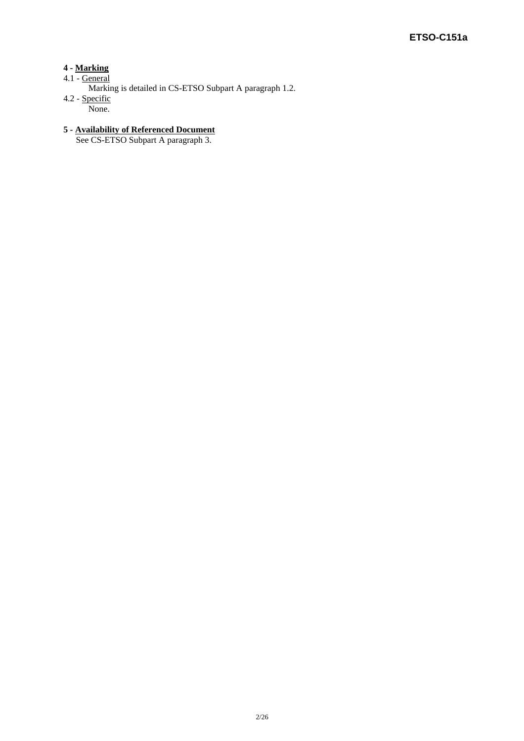**4 - Marking**

4.1 - General

Marking is detailed in CS-ETSO Subpart A paragraph 1.2.

4.2 - Specific

None.

**5 - Availability of Referenced Document**

See CS-ETSO Subpart A paragraph 3.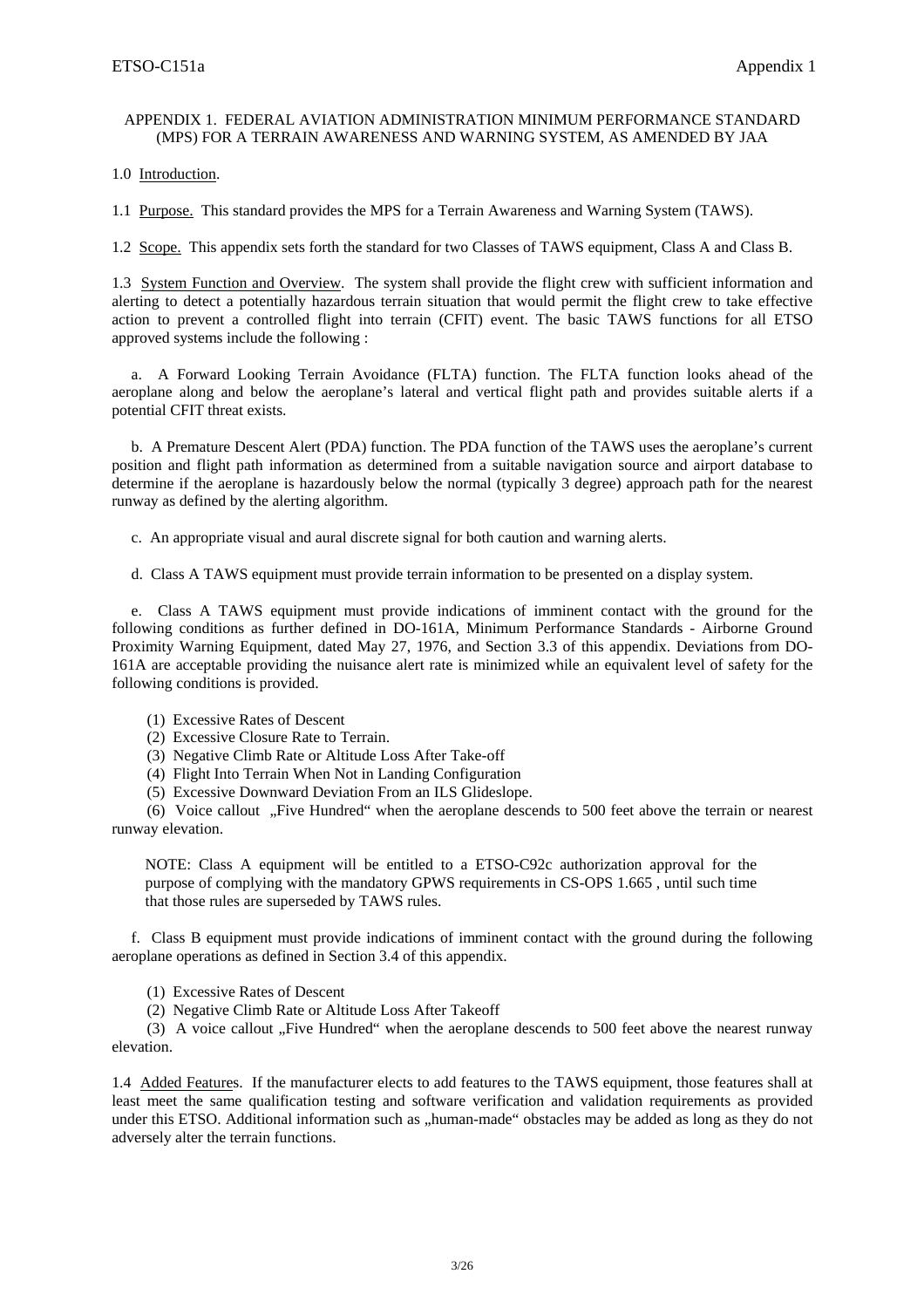APPENDIX 1. FEDERAL AVIATION ADMINISTRATION MINIMUM PERFORMANCE STANDARD (MPS) FOR A TERRAIN AWARENESS AND WARNING SYSTEM, AS AMENDED BY JAA

1.0 Introduction.

1.1 Purpose. This standard provides the MPS for a Terrain Awareness and Warning System (TAWS).

1.2 Scope. This appendix sets forth the standard for two Classes of TAWS equipment, Class A and Class B.

1.3 System Function and Overview. The system shall provide the flight crew with sufficient information and alerting to detect a potentially hazardous terrain situation that would permit the flight crew to take effective action to prevent a controlled flight into terrain (CFIT) event. The basic TAWS functions for all ETSO approved systems include the following :

a. A Forward Looking Terrain Avoidance (FLTA) function. The FLTA function looks ahead of the aeroplane along and below the aeroplane's lateral and vertical flight path and provides suitable alerts if a potential CFIT threat exists.

b. A Premature Descent Alert (PDA) function. The PDA function of the TAWS uses the aeroplane's current position and flight path information as determined from a suitable navigation source and airport database to determine if the aeroplane is hazardously below the normal (typically 3 degree) approach path for the nearest runway as defined by the alerting algorithm.

c. An appropriate visual and aural discrete signal for both caution and warning alerts.

d. Class A TAWS equipment must provide terrain information to be presented on a display system.

e. Class A TAWS equipment must provide indications of imminent contact with the ground for the following conditions as further defined in DO-161A, Minimum Performance Standards - Airborne Ground Proximity Warning Equipment, dated May 27, 1976, and Section 3.3 of this appendix. Deviations from DO-161A are acceptable providing the nuisance alert rate is minimized while an equivalent level of safety for the following conditions is provided.

(1) Excessive Rates of Descent
(2) Excessive Closure Rate to Terrain.
(3) Negative Climb Rate or Altitude Loss After Take-off
(4) Flight Into Terrain When Not in Landing Configuration
(5) Excessive Downward Deviation From an ILS Glideslope.
(6) Voice callout „Five Hundred" when the aeroplane descends to 500 feet above the terrain or nearest runway elevation.

NOTE: Class A equipment will be entitled to a ETSO-C92c authorization approval for the purpose of complying with the mandatory GPWS requirements in CS-OPS 1.665 , until such time that those rules are superseded by TAWS rules.

f. Class B equipment must provide indications of imminent contact with the ground during the following aeroplane operations as defined in Section 3.4 of this appendix.

(1) Excessive Rates of Descent
(2) Negative Climb Rate or Altitude Loss After Takeoff
(3) A voice callout „Five Hundred" when the aeroplane descends to 500 feet above the nearest runway elevation.

1.4 Added Features. If the manufacturer elects to add features to the TAWS equipment, those features shall at least meet the same qualification testing and software verification and validation requirements as provided under this ETSO. Additional information such as „human-made" obstacles may be added as long as they do not adversely alter the terrain functions.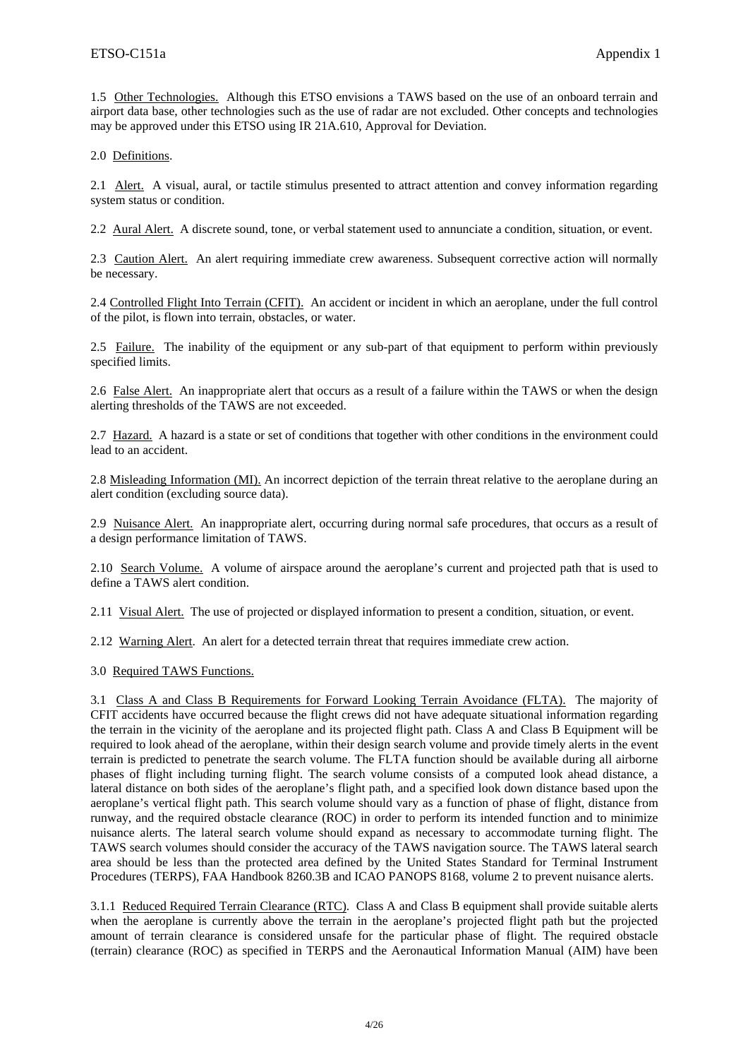1.5 Other Technologies. Although this ETSO envisions a TAWS based on the use of an onboard terrain and airport data base, other technologies such as the use of radar are not excluded. Other concepts and technologies may be approved under this ETSO using IR 21A.610, Approval for Deviation.

2.0 Definitions.

2.1 Alert. A visual, aural, or tactile stimulus presented to attract attention and convey information regarding system status or condition.

2.2 Aural Alert. A discrete sound, tone, or verbal statement used to annunciate a condition, situation, or event.

2.3 Caution Alert. An alert requiring immediate crew awareness. Subsequent corrective action will normally be necessary.

2.4 Controlled Flight Into Terrain (CFIT). An accident or incident in which an aeroplane, under the full control of the pilot, is flown into terrain, obstacles, or water.

2.5 Failure. The inability of the equipment or any sub-part of that equipment to perform within previously specified limits.

2.6 False Alert. An inappropriate alert that occurs as a result of a failure within the TAWS or when the design alerting thresholds of the TAWS are not exceeded.

2.7 Hazard. A hazard is a state or set of conditions that together with other conditions in the environment could lead to an accident.

2.8 Misleading Information (MI). An incorrect depiction of the terrain threat relative to the aeroplane during an alert condition (excluding source data).

2.9 Nuisance Alert. An inappropriate alert, occurring during normal safe procedures, that occurs as a result of a design performance limitation of TAWS.

2.10 Search Volume. A volume of airspace around the aeroplane's current and projected path that is used to define a TAWS alert condition.

2.11 Visual Alert. The use of projected or displayed information to present a condition, situation, or event.

2.12 Warning Alert. An alert for a detected terrain threat that requires immediate crew action.

3.0 Required TAWS Functions.

3.1 Class A and Class B Requirements for Forward Looking Terrain Avoidance (FLTA). The majority of CFIT accidents have occurred because the flight crews did not have adequate situational information regarding the terrain in the vicinity of the aeroplane and its projected flight path. Class A and Class B Equipment will be required to look ahead of the aeroplane, within their design search volume and provide timely alerts in the event terrain is predicted to penetrate the search volume. The FLTA function should be available during all airborne phases of flight including turning flight. The search volume consists of a computed look ahead distance, a lateral distance on both sides of the aeroplane's flight path, and a specified look down distance based upon the aeroplane's vertical flight path. This search volume should vary as a function of phase of flight, distance from runway, and the required obstacle clearance (ROC) in order to perform its intended function and to minimize nuisance alerts. The lateral search volume should expand as necessary to accommodate turning flight. The TAWS search volumes should consider the accuracy of the TAWS navigation source. The TAWS lateral search area should be less than the protected area defined by the United States Standard for Terminal Instrument Procedures (TERPS), FAA Handbook 8260.3B and ICAO PANOPS 8168, volume 2 to prevent nuisance alerts.

3.1.1 Reduced Required Terrain Clearance (RTC). Class A and Class B equipment shall provide suitable alerts when the aeroplane is currently above the terrain in the aeroplane's projected flight path but the projected amount of terrain clearance is considered unsafe for the particular phase of flight. The required obstacle (terrain) clearance (ROC) as specified in TERPS and the Aeronautical Information Manual (AIM) have been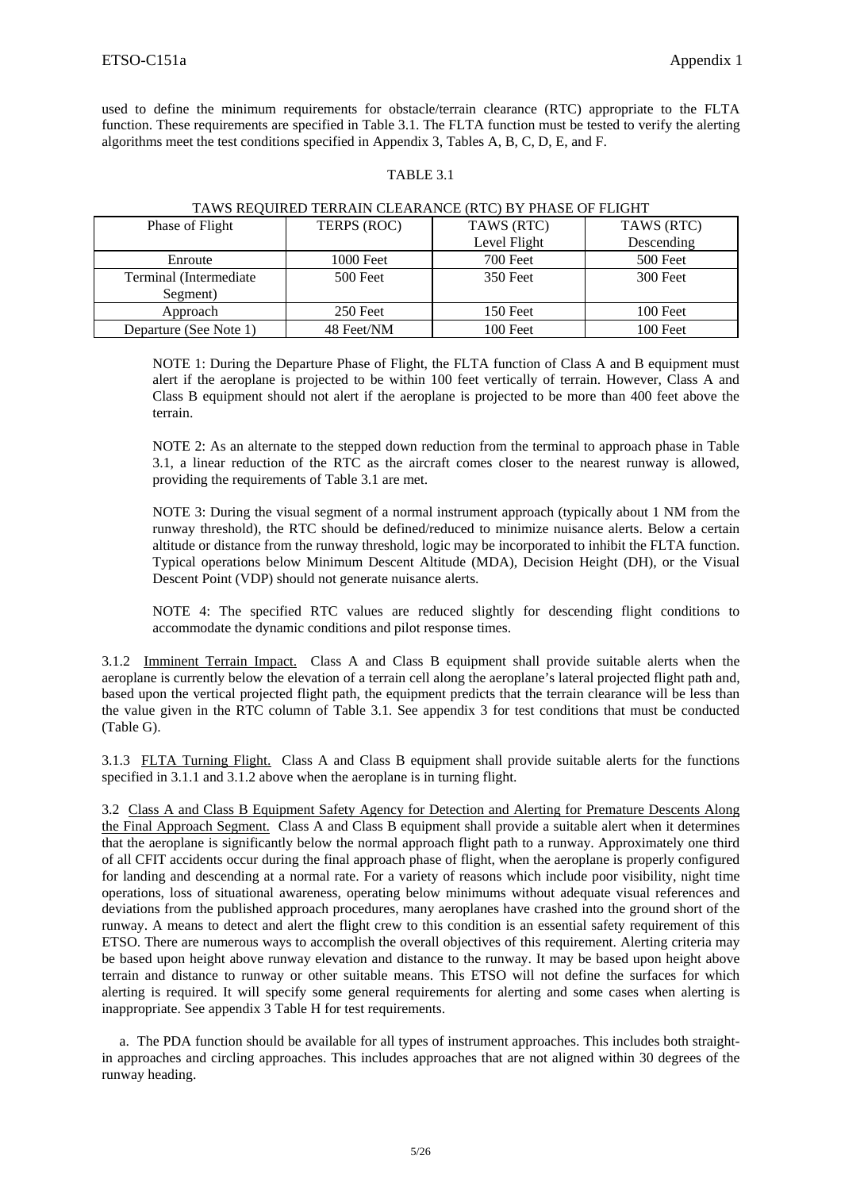used to define the minimum requirements for obstacle/terrain clearance (RTC) appropriate to the FLTA function. These requirements are specified in Table 3.1. The FLTA function must be tested to verify the alerting algorithms meet the test conditions specified in Appendix 3, Tables A, B, C, D, E, and F.

TABLE 3.1

TAWS REQUIRED TERRAIN CLEARANCE (RTC) BY PHASE OF FLIGHT

| Phase of Flight | TERPS (ROC) | TAWS (RTC) Level Flight | TAWS (RTC) Descending |
|---|---|---|---|
| Enroute | 1000 Feet | 700 Feet | 500 Feet |
| Terminal (Intermediate Segment) | 500 Feet | 350 Feet | 300 Feet |
| Approach | 250 Feet | 150 Feet | 100 Feet |
| Departure (See Note 1) | 48 Feet/NM | 100 Feet | 100 Feet |

NOTE 1: During the Departure Phase of Flight, the FLTA function of Class A and B equipment must alert if the aeroplane is projected to be within 100 feet vertically of terrain. However, Class A and Class B equipment should not alert if the aeroplane is projected to be more than 400 feet above the terrain.

NOTE 2: As an alternate to the stepped down reduction from the terminal to approach phase in Table 3.1, a linear reduction of the RTC as the aircraft comes closer to the nearest runway is allowed, providing the requirements of Table 3.1 are met.

NOTE 3: During the visual segment of a normal instrument approach (typically about 1 NM from the runway threshold), the RTC should be defined/reduced to minimize nuisance alerts. Below a certain altitude or distance from the runway threshold, logic may be incorporated to inhibit the FLTA function. Typical operations below Minimum Descent Altitude (MDA), Decision Height (DH), or the Visual Descent Point (VDP) should not generate nuisance alerts.

NOTE 4: The specified RTC values are reduced slightly for descending flight conditions to accommodate the dynamic conditions and pilot response times.

3.1.2 Imminent Terrain Impact. Class A and Class B equipment shall provide suitable alerts when the aeroplane is currently below the elevation of a terrain cell along the aeroplane's lateral projected flight path and, based upon the vertical projected flight path, the equipment predicts that the terrain clearance will be less than the value given in the RTC column of Table 3.1. See appendix 3 for test conditions that must be conducted (Table G).

3.1.3 FLTA Turning Flight. Class A and Class B equipment shall provide suitable alerts for the functions specified in 3.1.1 and 3.1.2 above when the aeroplane is in turning flight.

3.2 Class A and Class B Equipment Safety Agency for Detection and Alerting for Premature Descents Along the Final Approach Segment. Class A and Class B equipment shall provide a suitable alert when it determines that the aeroplane is significantly below the normal approach flight path to a runway. Approximately one third of all CFIT accidents occur during the final approach phase of flight, when the aeroplane is properly configured for landing and descending at a normal rate. For a variety of reasons which include poor visibility, night time operations, loss of situational awareness, operating below minimums without adequate visual references and deviations from the published approach procedures, many aeroplanes have crashed into the ground short of the runway. A means to detect and alert the flight crew to this condition is an essential safety requirement of this ETSO. There are numerous ways to accomplish the overall objectives of this requirement. Alerting criteria may be based upon height above runway elevation and distance to the runway. It may be based upon height above terrain and distance to runway or other suitable means. This ETSO will not define the surfaces for which alerting is required. It will specify some general requirements for alerting and some cases when alerting is inappropriate. See appendix 3 Table H for test requirements.

a. The PDA function should be available for all types of instrument approaches. This includes both straight-in approaches and circling approaches. This includes approaches that are not aligned within 30 degrees of the runway heading.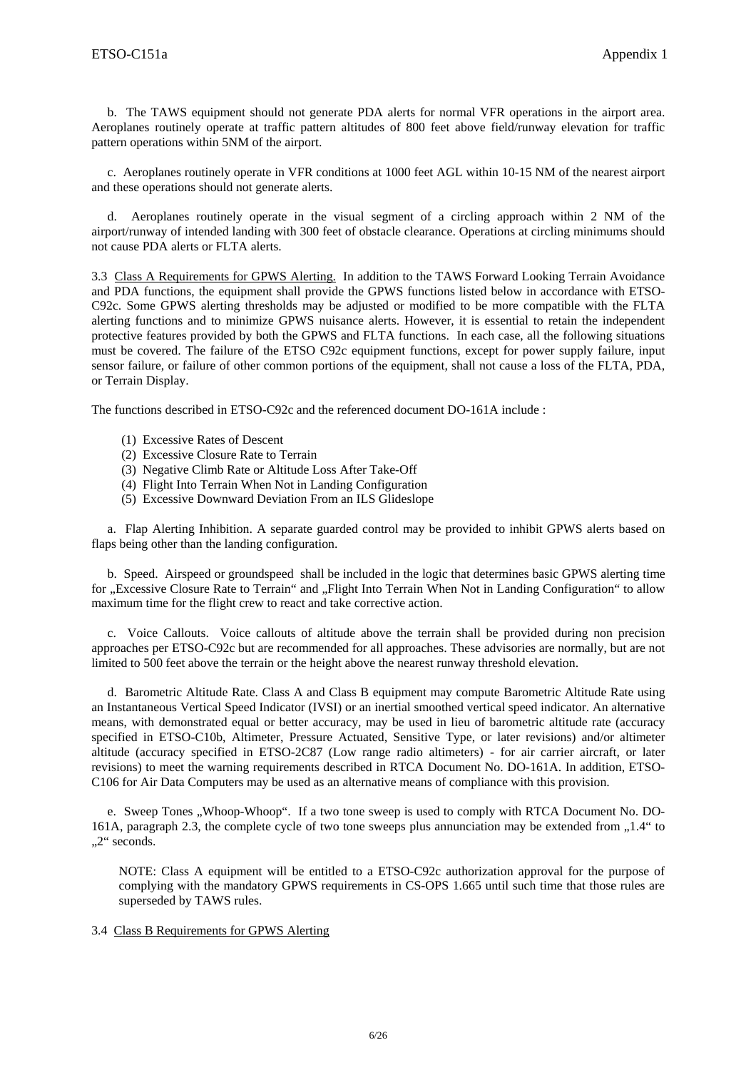b. The TAWS equipment should not generate PDA alerts for normal VFR operations in the airport area. Aeroplanes routinely operate at traffic pattern altitudes of 800 feet above field/runway elevation for traffic pattern operations within 5NM of the airport.

c. Aeroplanes routinely operate in VFR conditions at 1000 feet AGL within 10-15 NM of the nearest airport and these operations should not generate alerts.

d. Aeroplanes routinely operate in the visual segment of a circling approach within 2 NM of the airport/runway of intended landing with 300 feet of obstacle clearance. Operations at circling minimums should not cause PDA alerts or FLTA alerts.

3.3 Class A Requirements for GPWS Alerting. In addition to the TAWS Forward Looking Terrain Avoidance and PDA functions, the equipment shall provide the GPWS functions listed below in accordance with ETSO-C92c. Some GPWS alerting thresholds may be adjusted or modified to be more compatible with the FLTA alerting functions and to minimize GPWS nuisance alerts. However, it is essential to retain the independent protective features provided by both the GPWS and FLTA functions. In each case, all the following situations must be covered. The failure of the ETSO C92c equipment functions, except for power supply failure, input sensor failure, or failure of other common portions of the equipment, shall not cause a loss of the FLTA, PDA, or Terrain Display.

The functions described in ETSO-C92c and the referenced document DO-161A include :

(1) Excessive Rates of Descent
(2) Excessive Closure Rate to Terrain
(3) Negative Climb Rate or Altitude Loss After Take-Off
(4) Flight Into Terrain When Not in Landing Configuration
(5) Excessive Downward Deviation From an ILS Glideslope

a. Flap Alerting Inhibition. A separate guarded control may be provided to inhibit GPWS alerts based on flaps being other than the landing configuration.

b. Speed. Airspeed or groundspeed shall be included in the logic that determines basic GPWS alerting time for „Excessive Closure Rate to Terrain“ and „Flight Into Terrain When Not in Landing Configuration“ to allow maximum time for the flight crew to react and take corrective action.

c. Voice Callouts. Voice callouts of altitude above the terrain shall be provided during non precision approaches per ETSO-C92c but are recommended for all approaches. These advisories are normally, but are not limited to 500 feet above the terrain or the height above the nearest runway threshold elevation.

d. Barometric Altitude Rate. Class A and Class B equipment may compute Barometric Altitude Rate using an Instantaneous Vertical Speed Indicator (IVSI) or an inertial smoothed vertical speed indicator. An alternative means, with demonstrated equal or better accuracy, may be used in lieu of barometric altitude rate (accuracy specified in ETSO-C10b, Altimeter, Pressure Actuated, Sensitive Type, or later revisions) and/or altimeter altitude (accuracy specified in ETSO-2C87 (Low range radio altimeters) - for air carrier aircraft, or later revisions) to meet the warning requirements described in RTCA Document No. DO-161A. In addition, ETSO-C106 for Air Data Computers may be used as an alternative means of compliance with this provision.

e. Sweep Tones „Whoop-Whoop“. If a two tone sweep is used to comply with RTCA Document No. DO-161A, paragraph 2.3, the complete cycle of two tone sweeps plus annunciation may be extended from „1.4“ to „2“ seconds.

NOTE: Class A equipment will be entitled to a ETSO-C92c authorization approval for the purpose of complying with the mandatory GPWS requirements in CS-OPS 1.665 until such time that those rules are superseded by TAWS rules.

3.4 Class B Requirements for GPWS Alerting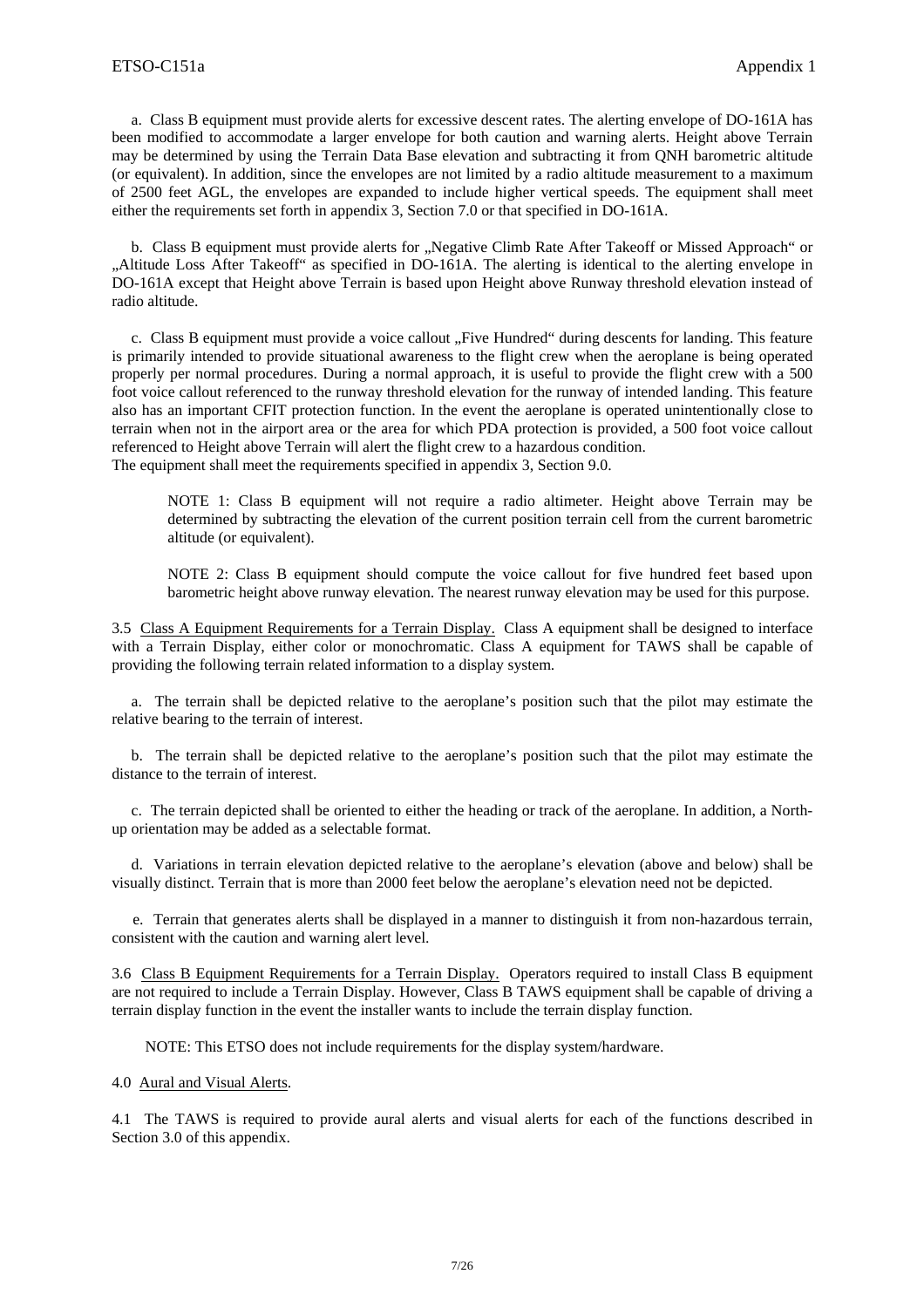a. Class B equipment must provide alerts for excessive descent rates. The alerting envelope of DO-161A has been modified to accommodate a larger envelope for both caution and warning alerts. Height above Terrain may be determined by using the Terrain Data Base elevation and subtracting it from QNH barometric altitude (or equivalent). In addition, since the envelopes are not limited by a radio altitude measurement to a maximum of 2500 feet AGL, the envelopes are expanded to include higher vertical speeds. The equipment shall meet either the requirements set forth in appendix 3, Section 7.0 or that specified in DO-161A.

b. Class B equipment must provide alerts for „Negative Climb Rate After Takeoff or Missed Approach" or „Altitude Loss After Takeoff" as specified in DO-161A. The alerting is identical to the alerting envelope in DO-161A except that Height above Terrain is based upon Height above Runway threshold elevation instead of radio altitude.

c. Class B equipment must provide a voice callout „Five Hundred" during descents for landing. This feature is primarily intended to provide situational awareness to the flight crew when the aeroplane is being operated properly per normal procedures. During a normal approach, it is useful to provide the flight crew with a 500 foot voice callout referenced to the runway threshold elevation for the runway of intended landing. This feature also has an important CFIT protection function. In the event the aeroplane is operated unintentionally close to terrain when not in the airport area or the area for which PDA protection is provided, a 500 foot voice callout referenced to Height above Terrain will alert the flight crew to a hazardous condition.
The equipment shall meet the requirements specified in appendix 3, Section 9.0.

> NOTE 1: Class B equipment will not require a radio altimeter. Height above Terrain may be determined by subtracting the elevation of the current position terrain cell from the current barometric altitude (or equivalent).

> NOTE 2: Class B equipment should compute the voice callout for five hundred feet based upon barometric height above runway elevation. The nearest runway elevation may be used for this purpose.

3.5 <u>Class A Equipment Requirements for a Terrain Display.</u> Class A equipment shall be designed to interface with a Terrain Display, either color or monochromatic. Class A equipment for TAWS shall be capable of providing the following terrain related information to a display system.

a. The terrain shall be depicted relative to the aeroplane's position such that the pilot may estimate the relative bearing to the terrain of interest.

b. The terrain shall be depicted relative to the aeroplane's position such that the pilot may estimate the distance to the terrain of interest.

c. The terrain depicted shall be oriented to either the heading or track of the aeroplane. In addition, a North-up orientation may be added as a selectable format.

d. Variations in terrain elevation depicted relative to the aeroplane's elevation (above and below) shall be visually distinct. Terrain that is more than 2000 feet below the aeroplane's elevation need not be depicted.

e. Terrain that generates alerts shall be displayed in a manner to distinguish it from non-hazardous terrain, consistent with the caution and warning alert level.

3.6 <u>Class B Equipment Requirements for a Terrain Display.</u> Operators required to install Class B equipment are not required to include a Terrain Display. However, Class B TAWS equipment shall be capable of driving a terrain display function in the event the installer wants to include the terrain display function.

> NOTE: This ETSO does not include requirements for the display system/hardware.

4.0 <u>Aural and Visual Alerts</u>.

4.1 The TAWS is required to provide aural alerts and visual alerts for each of the functions described in Section 3.0 of this appendix.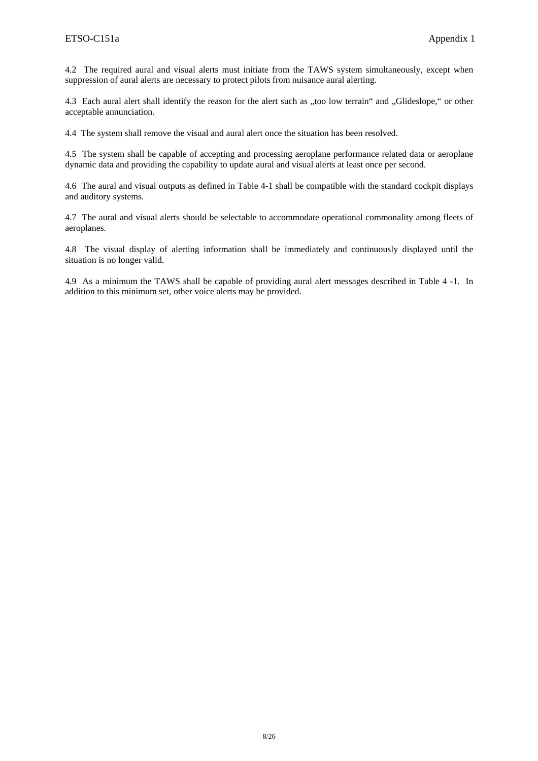4.2 The required aural and visual alerts must initiate from the TAWS system simultaneously, except when suppression of aural alerts are necessary to protect pilots from nuisance aural alerting.

4.3 Each aural alert shall identify the reason for the alert such as „too low terrain“ and „Glideslope,“ or other acceptable annunciation.

4.4 The system shall remove the visual and aural alert once the situation has been resolved.

4.5 The system shall be capable of accepting and processing aeroplane performance related data or aeroplane dynamic data and providing the capability to update aural and visual alerts at least once per second.

4.6 The aural and visual outputs as defined in Table 4-1 shall be compatible with the standard cockpit displays and auditory systems.

4.7 The aural and visual alerts should be selectable to accommodate operational commonality among fleets of aeroplanes.

4.8 The visual display of alerting information shall be immediately and continuously displayed until the situation is no longer valid.

4.9 As a minimum the TAWS shall be capable of providing aural alert messages described in Table 4 -1. In addition to this minimum set, other voice alerts may be provided.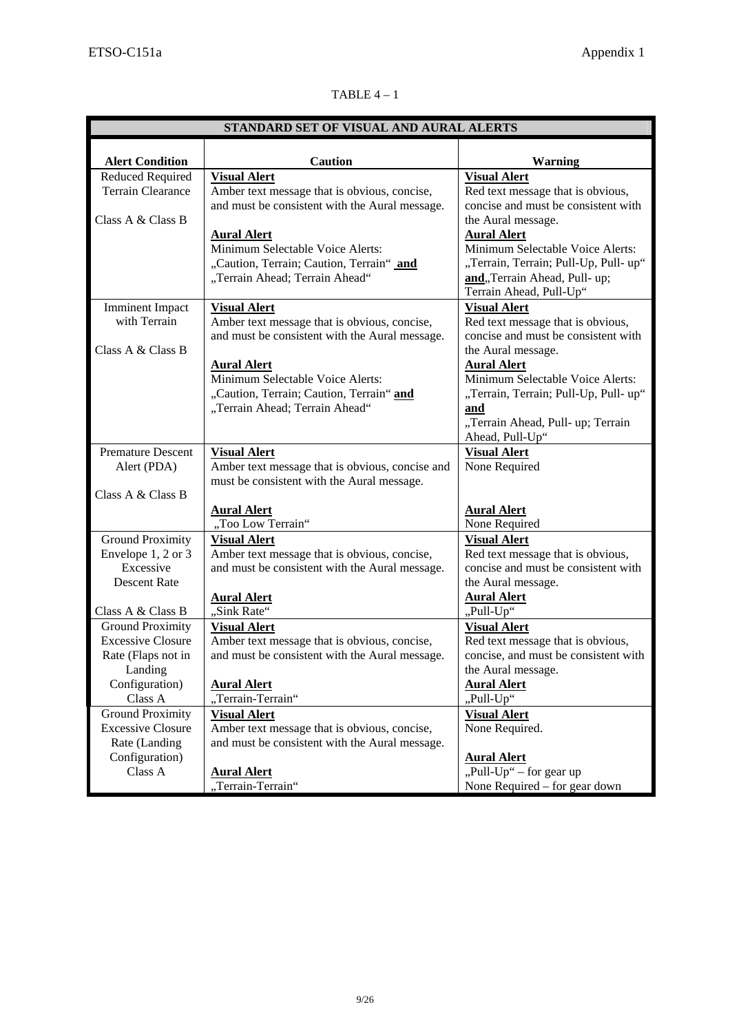TABLE 4 – 1

| STANDARD SET OF VISUAL AND AURAL ALERTS | | |
|---|---|---|
| **Alert Condition** | **Caution** | **Warning** |
| Reduced Required Terrain Clearance<br><br>Class A & Class B | **Visual Alert**<br>Amber text message that is obvious, concise, and must be consistent with the Aural message.<br><br>**Aural Alert**<br>Minimum Selectable Voice Alerts:<br>„Caution, Terrain; Caution, Terrain" **and**<br>„Terrain Ahead; Terrain Ahead" | **Visual Alert**<br>Red text message that is obvious, concise and must be consistent with the Aural message.<br>**Aural Alert**<br>Minimum Selectable Voice Alerts:<br>„Terrain, Terrain; Pull-Up, Pull- up" **and**„Terrain Ahead, Pull- up; Terrain Ahead, Pull-Up" |
| Imminent Impact with Terrain<br><br>Class A & Class B | **Visual Alert**<br>Amber text message that is obvious, concise, and must be consistent with the Aural message.<br><br>**Aural Alert**<br>Minimum Selectable Voice Alerts:<br>„Caution, Terrain; Caution, Terrain" **and**<br>„Terrain Ahead; Terrain Ahead" | **Visual Alert**<br>Red text message that is obvious, concise and must be consistent with the Aural message.<br>**Aural Alert**<br>Minimum Selectable Voice Alerts:<br>„Terrain, Terrain; Pull-Up, Pull- up"<br>**and**<br>„Terrain Ahead, Pull- up; Terrain Ahead, Pull-Up" |
| Premature Descent Alert (PDA)<br><br>Class A & Class B | **Visual Alert**<br>Amber text message that is obvious, concise and must be consistent with the Aural message.<br><br>**Aural Alert**<br>„Too Low Terrain" | **Visual Alert**<br>None Required<br><br>**Aural Alert**<br>None Required |
| Ground Proximity Envelope 1, 2 or 3 Excessive Descent Rate<br><br>Class A & Class B | **Visual Alert**<br>Amber text message that is obvious, concise, and must be consistent with the Aural message.<br><br>**Aural Alert**<br>„Sink Rate" | **Visual Alert**<br>Red text message that is obvious, concise and must be consistent with the Aural message.<br>**Aural Alert**<br>„Pull-Up" |
| Ground Proximity Excessive Closure Rate (Flaps not in Landing Configuration)<br>Class A | **Visual Alert**<br>Amber text message that is obvious, concise, and must be consistent with the Aural message.<br><br>**Aural Alert**<br>„Terrain-Terrain" | **Visual Alert**<br>Red text message that is obvious, concise, and must be consistent with the Aural message.<br>**Aural Alert**<br>„Pull-Up" |
| Ground Proximity Excessive Closure Rate (Landing Configuration)<br>Class A | **Visual Alert**<br>Amber text message that is obvious, concise, and must be consistent with the Aural message.<br><br>**Aural Alert**<br>„Terrain-Terrain" | **Visual Alert**<br>None Required.<br><br>**Aural Alert**<br>„Pull-Up" – for gear up<br>None Required – for gear down |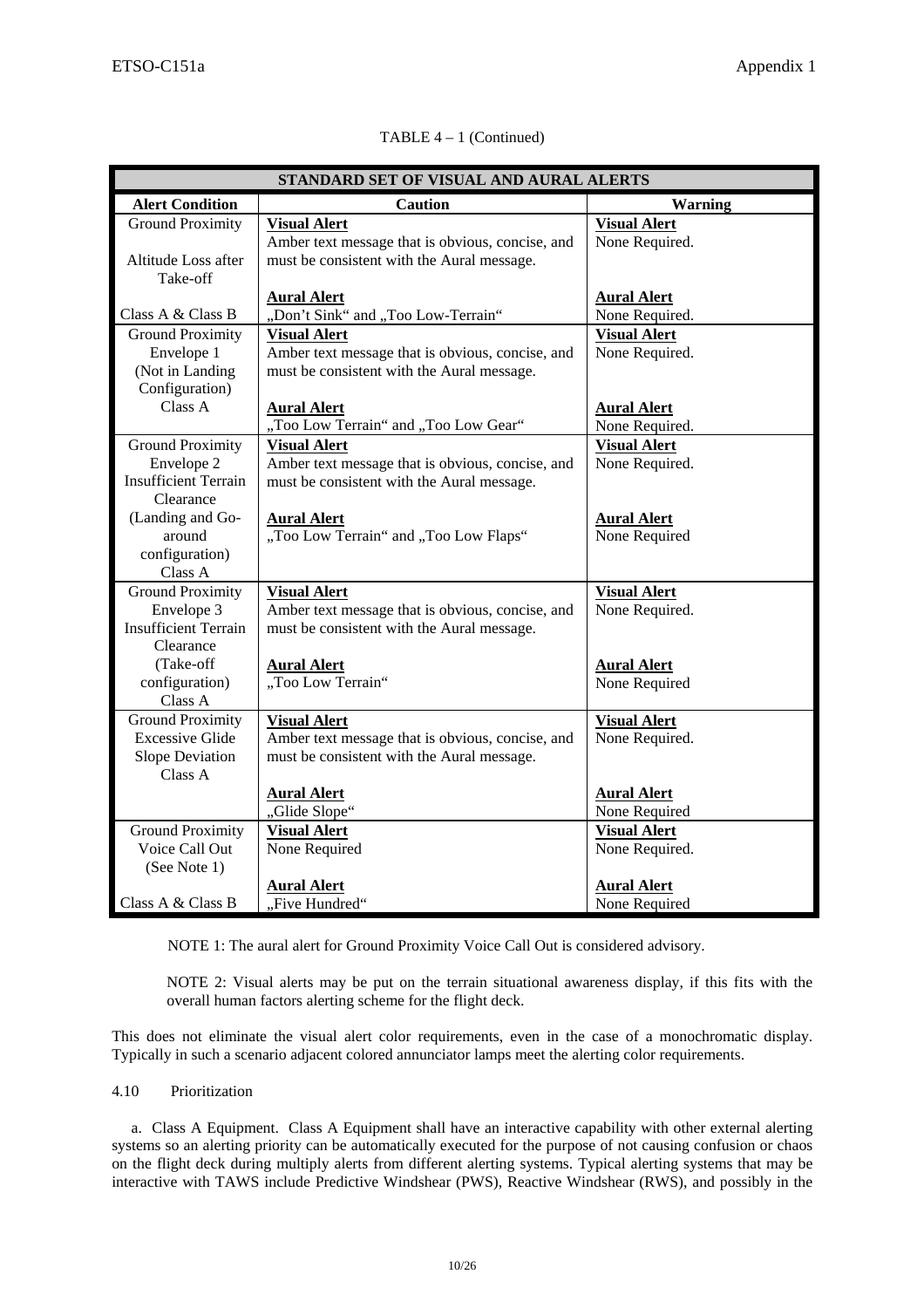TABLE 4 – 1 (Continued)

| STANDARD SET OF VISUAL AND AURAL ALERTS | | |
|---|---|---|
| **Alert Condition** | **Caution** | **Warning** |
| Ground Proximity<br><br>Altitude Loss after Take-off<br><br>Class A & Class B | **Visual Alert**<br>Amber text message that is obvious, concise, and must be consistent with the Aural message.<br><br>**Aural Alert**<br>„Don't Sink" and „Too Low-Terrain" | **Visual Alert**<br>None Required.<br><br>**Aural Alert**<br>None Required. |
| Ground Proximity<br>Envelope 1<br>(Not in Landing Configuration)<br>Class A | **Visual Alert**<br>Amber text message that is obvious, concise, and must be consistent with the Aural message.<br><br>**Aural Alert**<br>„Too Low Terrain" and „Too Low Gear" | **Visual Alert**<br>None Required.<br><br>**Aural Alert**<br>None Required. |
| Ground Proximity<br>Envelope 2<br>Insufficient Terrain Clearance<br>(Landing and Go-around configuration)<br>Class A | **Visual Alert**<br>Amber text message that is obvious, concise, and must be consistent with the Aural message.<br><br>**Aural Alert**<br>„Too Low Terrain" and „Too Low Flaps" | **Visual Alert**<br>None Required.<br><br>**Aural Alert**<br>None Required |
| Ground Proximity<br>Envelope 3<br>Insufficient Terrain Clearance<br>(Take-off configuration)<br>Class A | **Visual Alert**<br>Amber text message that is obvious, concise, and must be consistent with the Aural message.<br><br>**Aural Alert**<br>„Too Low Terrain" | **Visual Alert**<br>None Required.<br><br>**Aural Alert**<br>None Required |
| Ground Proximity<br>Excessive Glide Slope Deviation<br>Class A | **Visual Alert**<br>Amber text message that is obvious, concise, and must be consistent with the Aural message.<br><br>**Aural Alert**<br>„Glide Slope" | **Visual Alert**<br>None Required.<br><br>**Aural Alert**<br>None Required |
| Ground Proximity<br>Voice Call Out<br>(See Note 1)<br><br>Class A & Class B | **Visual Alert**<br>None Required<br><br>**Aural Alert**<br>„Five Hundred" | **Visual Alert**<br>None Required.<br><br>**Aural Alert**<br>None Required |

NOTE 1: The aural alert for Ground Proximity Voice Call Out is considered advisory.

NOTE 2: Visual alerts may be put on the terrain situational awareness display, if this fits with the overall human factors alerting scheme for the flight deck.

This does not eliminate the visual alert color requirements, even in the case of a monochromatic display. Typically in such a scenario adjacent colored annunciator lamps meet the alerting color requirements.

4.10 Prioritization

a. Class A Equipment. Class A Equipment shall have an interactive capability with other external alerting systems so an alerting priority can be automatically executed for the purpose of not causing confusion or chaos on the flight deck during multiply alerts from different alerting systems. Typical alerting systems that may be interactive with TAWS include Predictive Windshear (PWS), Reactive Windshear (RWS), and possibly in the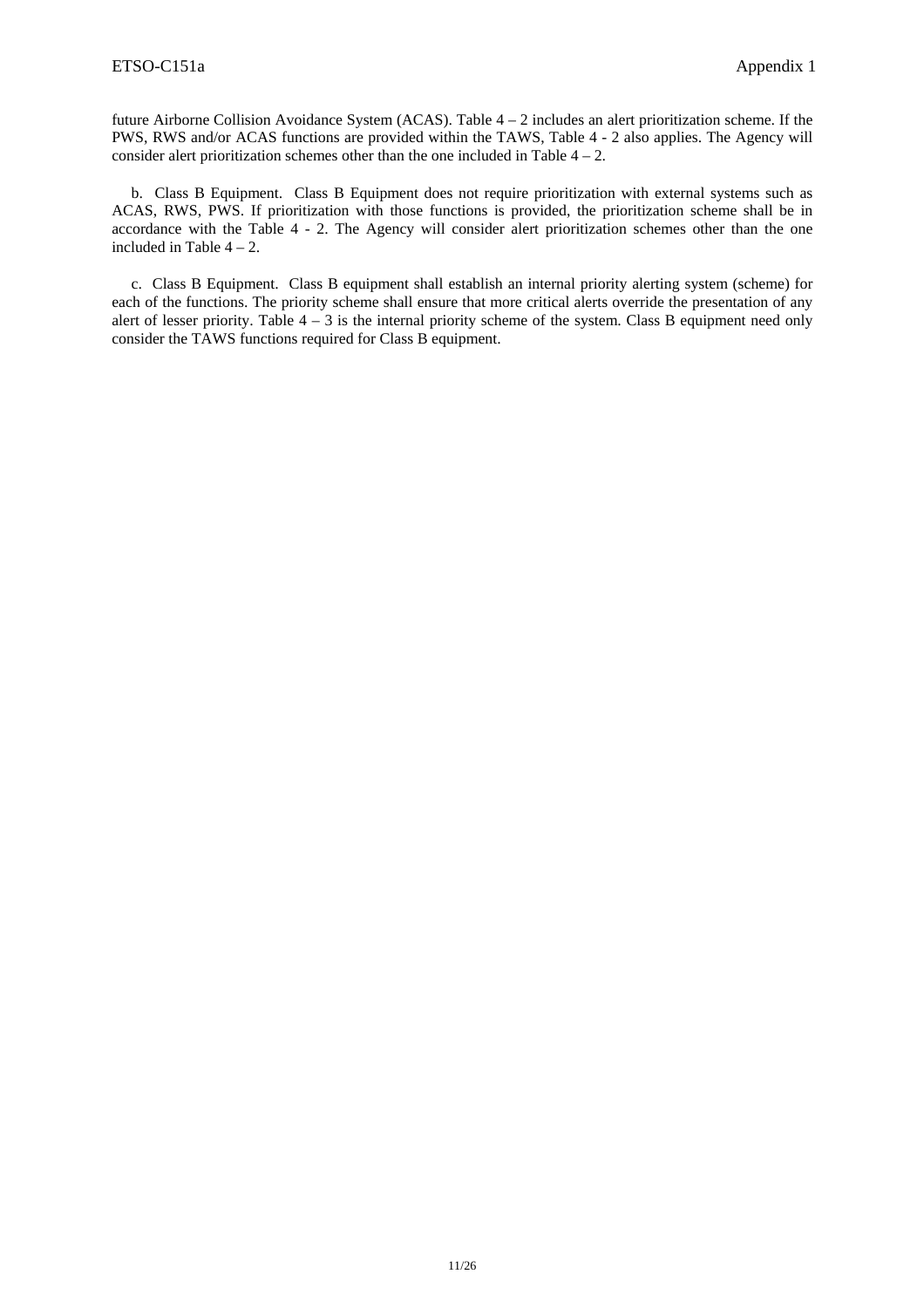future Airborne Collision Avoidance System (ACAS). Table 4 – 2 includes an alert prioritization scheme. If the PWS, RWS and/or ACAS functions are provided within the TAWS, Table 4 - 2 also applies. The Agency will consider alert prioritization schemes other than the one included in Table 4 – 2.

b. Class B Equipment. Class B Equipment does not require prioritization with external systems such as ACAS, RWS, PWS. If prioritization with those functions is provided, the prioritization scheme shall be in accordance with the Table 4 - 2. The Agency will consider alert prioritization schemes other than the one included in Table 4 – 2.

c. Class B Equipment. Class B equipment shall establish an internal priority alerting system (scheme) for each of the functions. The priority scheme shall ensure that more critical alerts override the presentation of any alert of lesser priority. Table 4 – 3 is the internal priority scheme of the system. Class B equipment need only consider the TAWS functions required for Class B equipment.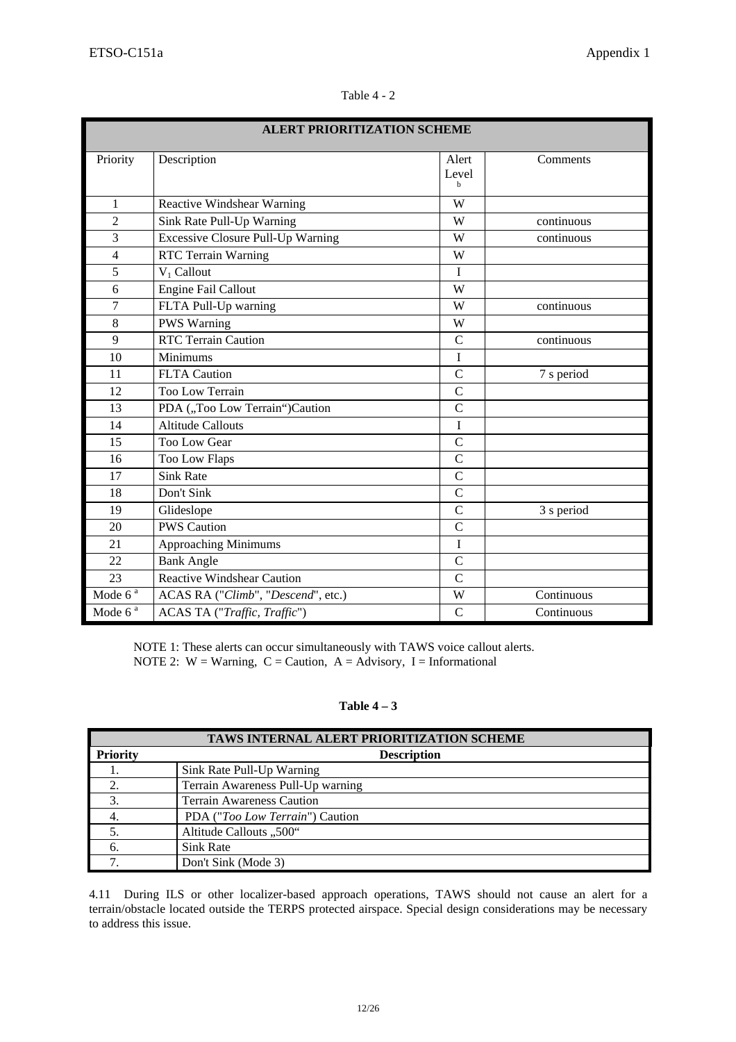Table 4 - 2

| ALERT PRIORITIZATION SCHEME | | | |
|---|---|---|---|
| Priority | Description | Alert Level [b] | Comments |
| 1 | Reactive Windshear Warning | W | |
| 2 | Sink Rate Pull-Up Warning | W | continuous |
| 3 | Excessive Closure Pull-Up Warning | W | continuous |
| 4 | RTC Terrain Warning | W | |
| 5 | $V_1$ Callout | I | |
| 6 | Engine Fail Callout | W | |
| 7 | FLTA Pull-Up warning | W | continuous |
| 8 | PWS Warning | W | |
| 9 | RTC Terrain Caution | C | continuous |
| 10 | Minimums | I | |
| 11 | FLTA Caution | C | 7 s period |
| 12 | Too Low Terrain | C | |
| 13 | PDA („Too Low Terrain“)Caution | C | |
| 14 | Altitude Callouts | I | |
| 15 | Too Low Gear | C | |
| 16 | Too Low Flaps | C | |
| 17 | Sink Rate | C | |
| 18 | Don't Sink | C | |
| 19 | Glideslope | C | 3 s period |
| 20 | PWS Caution | C | |
| 21 | Approaching Minimums | I | |
| 22 | Bank Angle | C | |
| 23 | Reactive Windshear Caution | C | |
| Mode 6 [a] | ACAS RA ("*Climb*", "*Descend*", etc.) | W | Continuous |
| Mode 6 [a] | ACAS TA ("*Traffic, Traffic*") | C | Continuous |

NOTE 1: These alerts can occur simultaneously with TAWS voice callout alerts.
NOTE 2: W = Warning, C = Caution, A = Advisory, I = Informational

**Table 4 – 3**

| TAWS INTERNAL ALERT PRIORITIZATION SCHEME | |
|---|---|
| **Priority** | **Description** |
| 1. | Sink Rate Pull-Up Warning |
| 2. | Terrain Awareness Pull-Up warning |
| 3. | Terrain Awareness Caution |
| 4. | PDA ("*Too Low Terrain*") Caution |
| 5. | Altitude Callouts „500“ |
| 6. | Sink Rate |
| 7. | Don't Sink (Mode 3) |

4.11 During ILS or other localizer-based approach operations, TAWS should not cause an alert for a terrain/obstacle located outside the TERPS protected airspace. Special design considerations may be necessary to address this issue.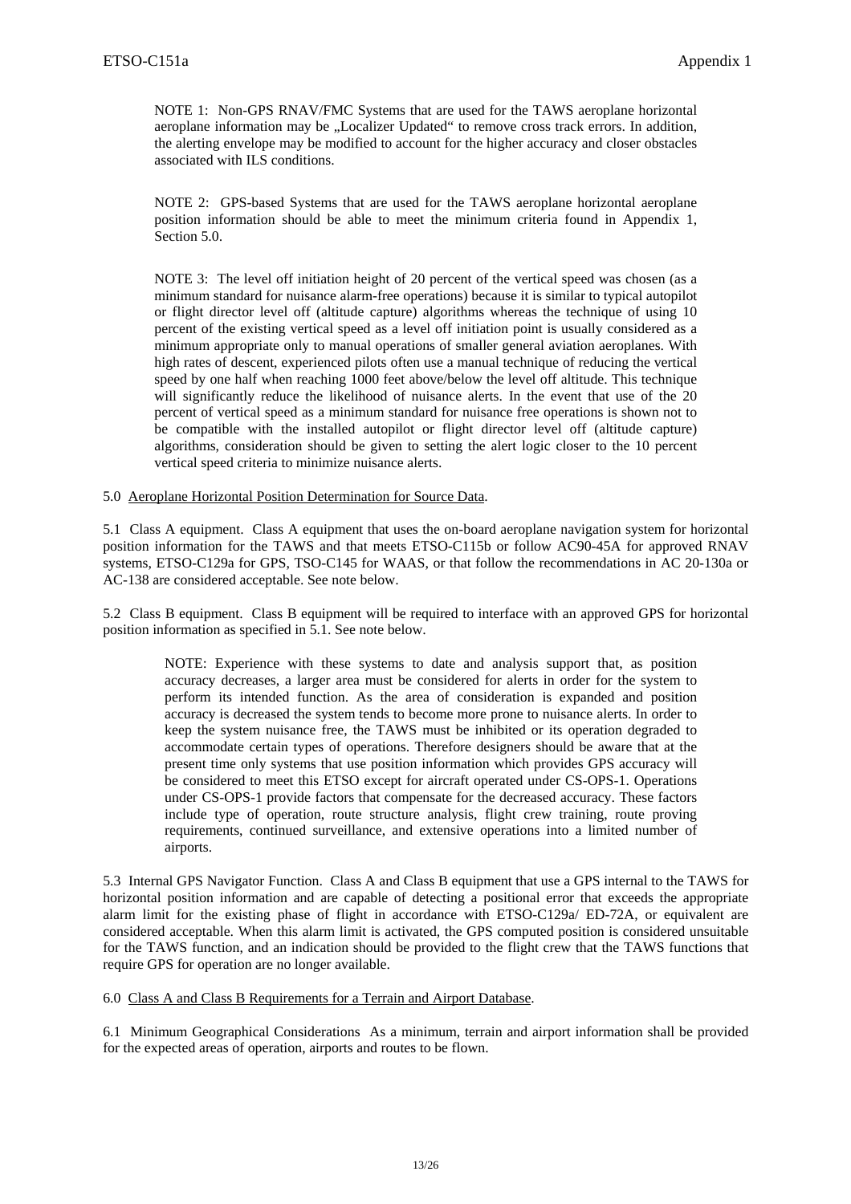NOTE 1: Non-GPS RNAV/FMC Systems that are used for the TAWS aeroplane horizontal aeroplane information may be „Localizer Updated“ to remove cross track errors. In addition, the alerting envelope may be modified to account for the higher accuracy and closer obstacles associated with ILS conditions.

NOTE 2: GPS-based Systems that are used for the TAWS aeroplane horizontal aeroplane position information should be able to meet the minimum criteria found in Appendix 1, Section 5.0.

NOTE 3: The level off initiation height of 20 percent of the vertical speed was chosen (as a minimum standard for nuisance alarm-free operations) because it is similar to typical autopilot or flight director level off (altitude capture) algorithms whereas the technique of using 10 percent of the existing vertical speed as a level off initiation point is usually considered as a minimum appropriate only to manual operations of smaller general aviation aeroplanes. With high rates of descent, experienced pilots often use a manual technique of reducing the vertical speed by one half when reaching 1000 feet above/below the level off altitude. This technique will significantly reduce the likelihood of nuisance alerts. In the event that use of the 20 percent of vertical speed as a minimum standard for nuisance free operations is shown not to be compatible with the installed autopilot or flight director level off (altitude capture) algorithms, consideration should be given to setting the alert logic closer to the 10 percent vertical speed criteria to minimize nuisance alerts.

5.0 Aeroplane Horizontal Position Determination for Source Data.

5.1 Class A equipment. Class A equipment that uses the on-board aeroplane navigation system for horizontal position information for the TAWS and that meets ETSO-C115b or follow AC90-45A for approved RNAV systems, ETSO-C129a for GPS, TSO-C145 for WAAS, or that follow the recommendations in AC 20-130a or AC-138 are considered acceptable. See note below.

5.2 Class B equipment. Class B equipment will be required to interface with an approved GPS for horizontal position information as specified in 5.1. See note below.

NOTE: Experience with these systems to date and analysis support that, as position accuracy decreases, a larger area must be considered for alerts in order for the system to perform its intended function. As the area of consideration is expanded and position accuracy is decreased the system tends to become more prone to nuisance alerts. In order to keep the system nuisance free, the TAWS must be inhibited or its operation degraded to accommodate certain types of operations. Therefore designers should be aware that at the present time only systems that use position information which provides GPS accuracy will be considered to meet this ETSO except for aircraft operated under CS-OPS-1. Operations under CS-OPS-1 provide factors that compensate for the decreased accuracy. These factors include type of operation, route structure analysis, flight crew training, route proving requirements, continued surveillance, and extensive operations into a limited number of airports.

5.3 Internal GPS Navigator Function. Class A and Class B equipment that use a GPS internal to the TAWS for horizontal position information and are capable of detecting a positional error that exceeds the appropriate alarm limit for the existing phase of flight in accordance with ETSO-C129a/ ED-72A, or equivalent are considered acceptable. When this alarm limit is activated, the GPS computed position is considered unsuitable for the TAWS function, and an indication should be provided to the flight crew that the TAWS functions that require GPS for operation are no longer available.

6.0 Class A and Class B Requirements for a Terrain and Airport Database.

6.1 Minimum Geographical Considerations As a minimum, terrain and airport information shall be provided for the expected areas of operation, airports and routes to be flown.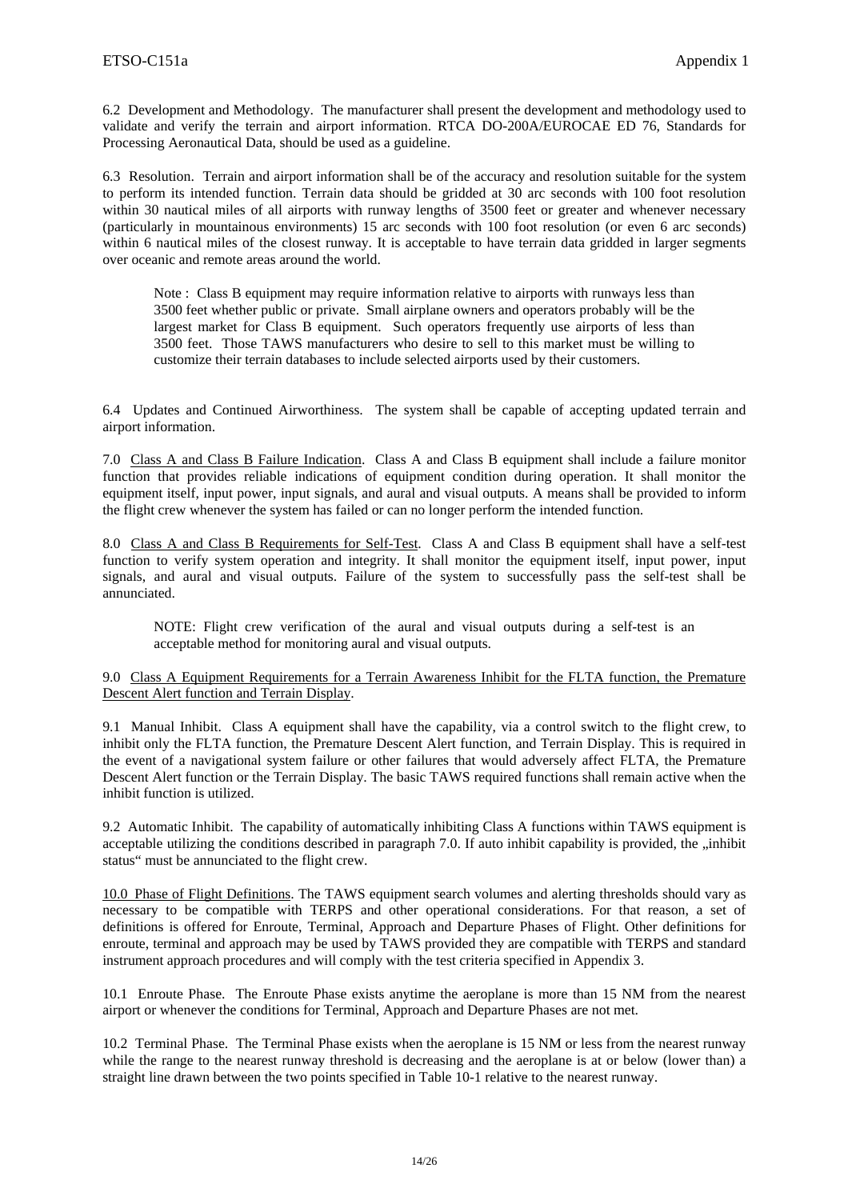6.2 Development and Methodology. The manufacturer shall present the development and methodology used to validate and verify the terrain and airport information. RTCA DO-200A/EUROCAE ED 76, Standards for Processing Aeronautical Data, should be used as a guideline.

6.3 Resolution. Terrain and airport information shall be of the accuracy and resolution suitable for the system to perform its intended function. Terrain data should be gridded at 30 arc seconds with 100 foot resolution within 30 nautical miles of all airports with runway lengths of 3500 feet or greater and whenever necessary (particularly in mountainous environments) 15 arc seconds with 100 foot resolution (or even 6 arc seconds) within 6 nautical miles of the closest runway. It is acceptable to have terrain data gridded in larger segments over oceanic and remote areas around the world.

> Note : Class B equipment may require information relative to airports with runways less than 3500 feet whether public or private. Small airplane owners and operators probably will be the largest market for Class B equipment. Such operators frequently use airports of less than 3500 feet. Those TAWS manufacturers who desire to sell to this market must be willing to customize their terrain databases to include selected airports used by their customers.

6.4 Updates and Continued Airworthiness. The system shall be capable of accepting updated terrain and airport information.

7.0 Class A and Class B Failure Indication. Class A and Class B equipment shall include a failure monitor function that provides reliable indications of equipment condition during operation. It shall monitor the equipment itself, input power, input signals, and aural and visual outputs. A means shall be provided to inform the flight crew whenever the system has failed or can no longer perform the intended function.

8.0 Class A and Class B Requirements for Self-Test. Class A and Class B equipment shall have a self-test function to verify system operation and integrity. It shall monitor the equipment itself, input power, input signals, and aural and visual outputs. Failure of the system to successfully pass the self-test shall be annunciated.

> NOTE: Flight crew verification of the aural and visual outputs during a self-test is an acceptable method for monitoring aural and visual outputs.

9.0 Class A Equipment Requirements for a Terrain Awareness Inhibit for the FLTA function, the Premature Descent Alert function and Terrain Display.

9.1 Manual Inhibit. Class A equipment shall have the capability, via a control switch to the flight crew, to inhibit only the FLTA function, the Premature Descent Alert function, and Terrain Display. This is required in the event of a navigational system failure or other failures that would adversely affect FLTA, the Premature Descent Alert function or the Terrain Display. The basic TAWS required functions shall remain active when the inhibit function is utilized.

9.2 Automatic Inhibit. The capability of automatically inhibiting Class A functions within TAWS equipment is acceptable utilizing the conditions described in paragraph 7.0. If auto inhibit capability is provided, the „inhibit status" must be annunciated to the flight crew.

10.0 Phase of Flight Definitions. The TAWS equipment search volumes and alerting thresholds should vary as necessary to be compatible with TERPS and other operational considerations. For that reason, a set of definitions is offered for Enroute, Terminal, Approach and Departure Phases of Flight. Other definitions for enroute, terminal and approach may be used by TAWS provided they are compatible with TERPS and standard instrument approach procedures and will comply with the test criteria specified in Appendix 3.

10.1 Enroute Phase. The Enroute Phase exists anytime the aeroplane is more than 15 NM from the nearest airport or whenever the conditions for Terminal, Approach and Departure Phases are not met.

10.2 Terminal Phase. The Terminal Phase exists when the aeroplane is 15 NM or less from the nearest runway while the range to the nearest runway threshold is decreasing and the aeroplane is at or below (lower than) a straight line drawn between the two points specified in Table 10-1 relative to the nearest runway.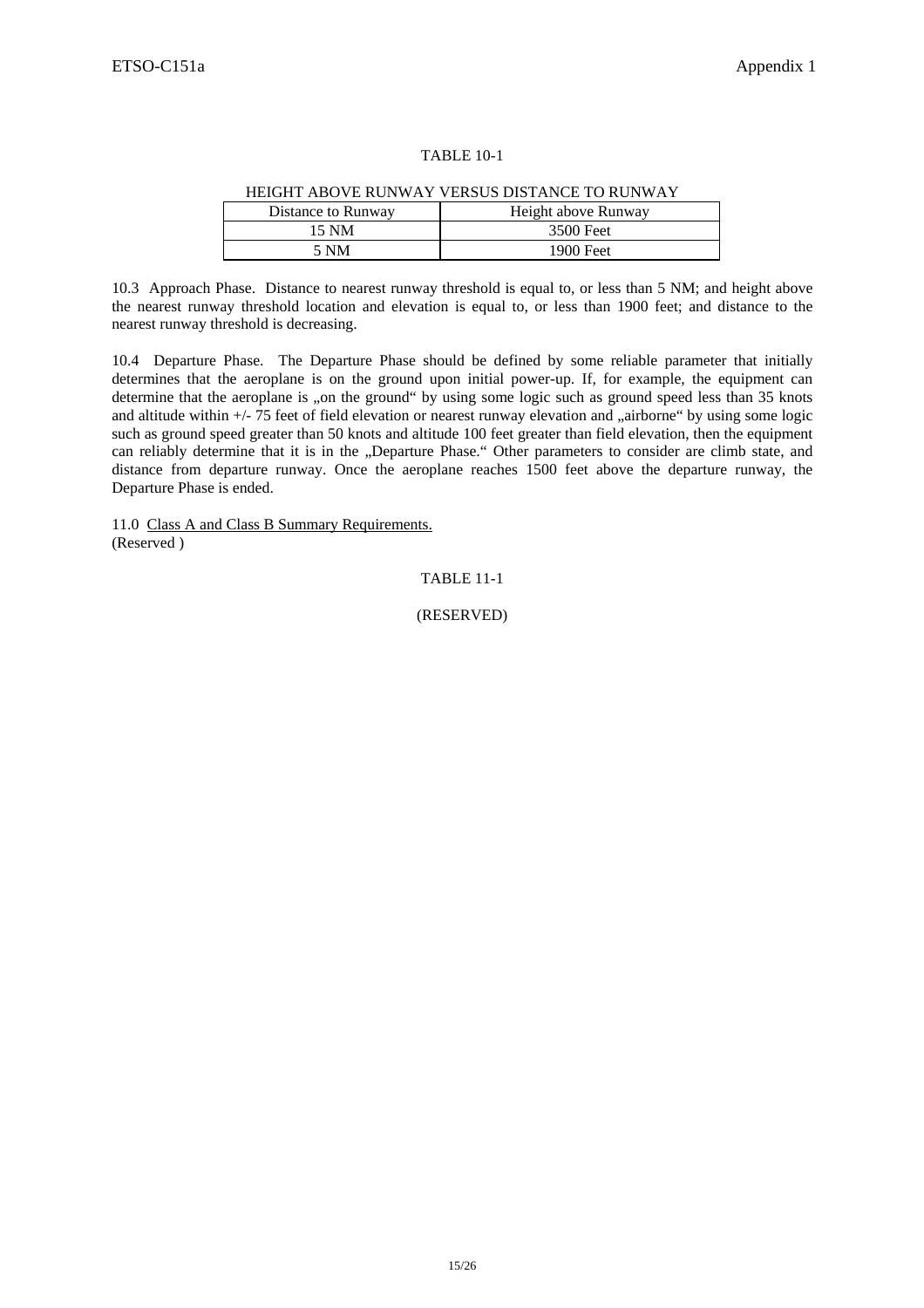TABLE 10-1

HEIGHT ABOVE RUNWAY VERSUS DISTANCE TO RUNWAY

| Distance to Runway | Height above Runway |
|---|---|
| 15 NM | 3500 Feet |
| 5 NM | 1900 Feet |

10.3 Approach Phase. Distance to nearest runway threshold is equal to, or less than 5 NM; and height above the nearest runway threshold location and elevation is equal to, or less than 1900 feet; and distance to the nearest runway threshold is decreasing.

10.4 Departure Phase. The Departure Phase should be defined by some reliable parameter that initially determines that the aeroplane is on the ground upon initial power-up. If, for example, the equipment can determine that the aeroplane is „on the ground“ by using some logic such as ground speed less than 35 knots and altitude within +/- 75 feet of field elevation or nearest runway elevation and „airborne“ by using some logic such as ground speed greater than 50 knots and altitude 100 feet greater than field elevation, then the equipment can reliably determine that it is in the „Departure Phase.“ Other parameters to consider are climb state, and distance from departure runway. Once the aeroplane reaches 1500 feet above the departure runway, the Departure Phase is ended.

11.0 Class A and Class B Summary Requirements.
(Reserved )

TABLE 11-1

(RESERVED)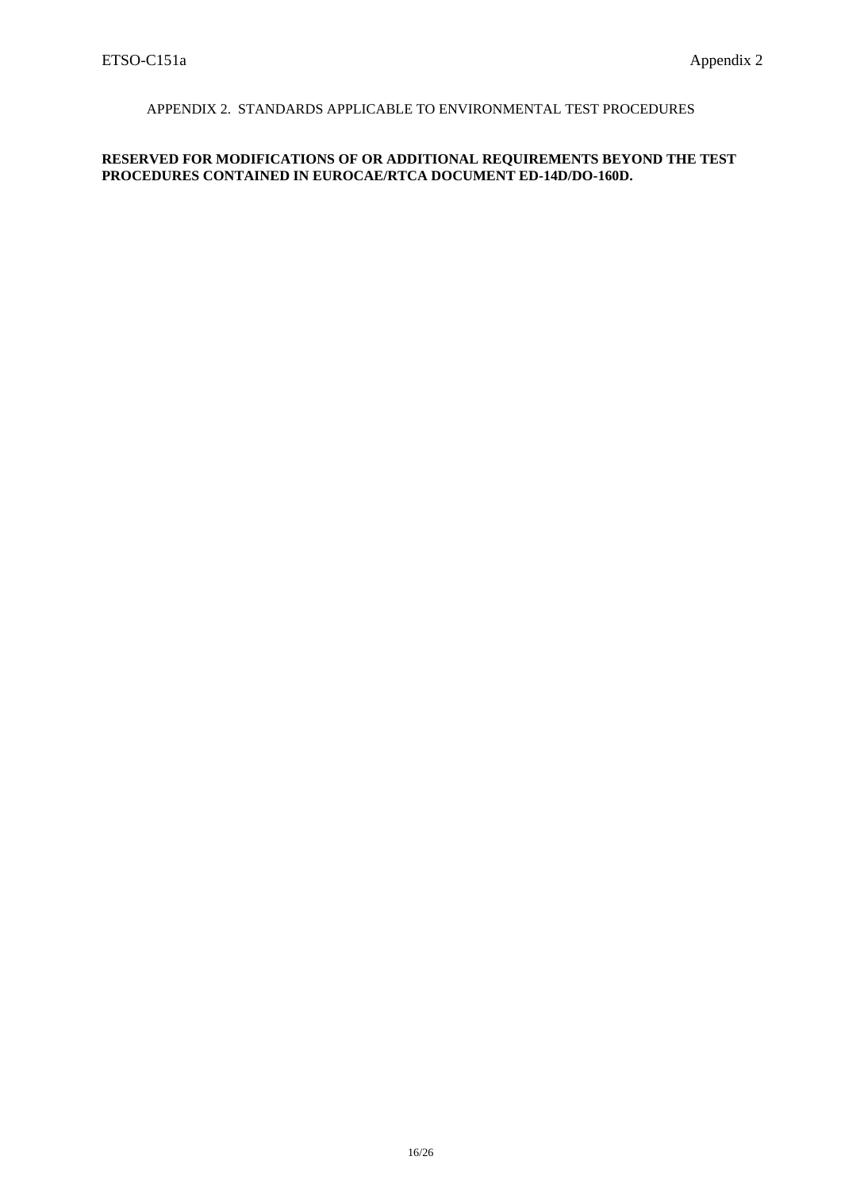# APPENDIX 2. STANDARDS APPLICABLE TO ENVIRONMENTAL TEST PROCEDURES

**RESERVED FOR MODIFICATIONS OF OR ADDITIONAL REQUIREMENTS BEYOND THE TEST PROCEDURES CONTAINED IN EUROCAE/RTCA DOCUMENT ED-14D/DO-160D.**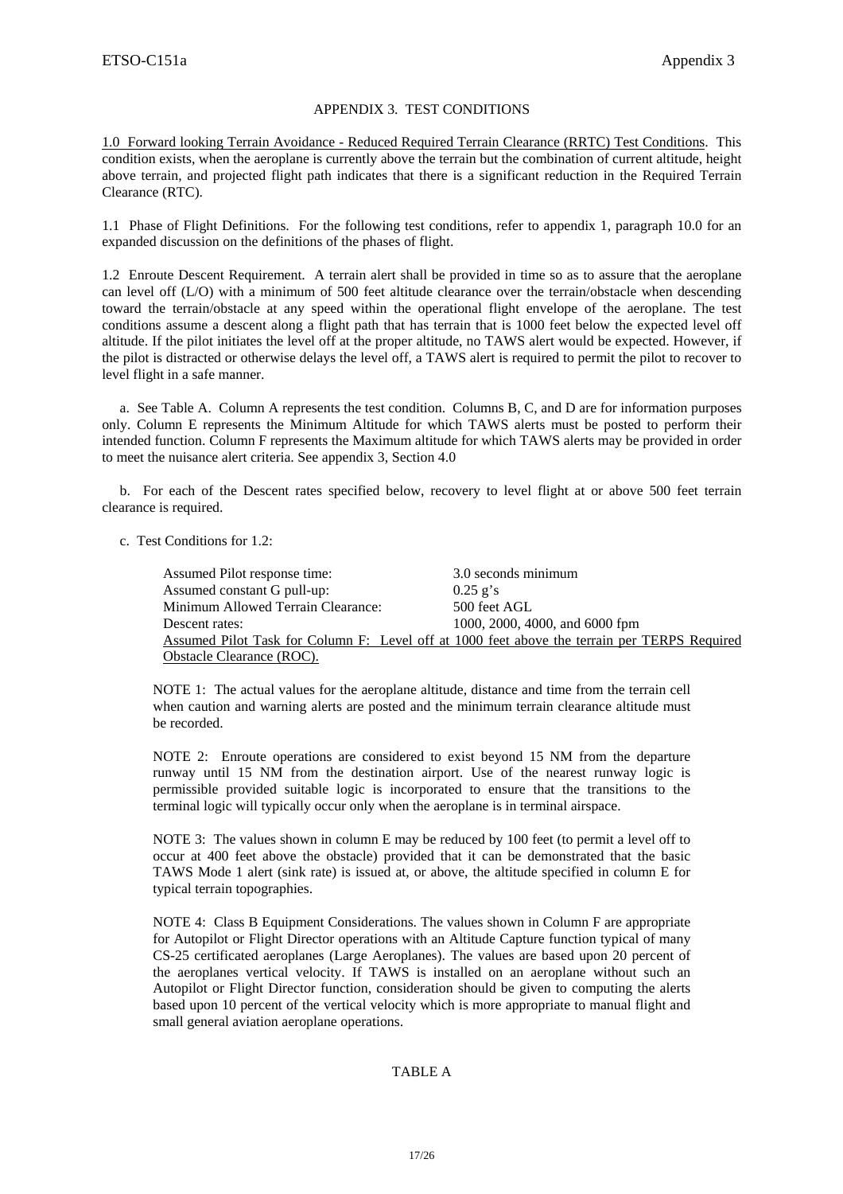## APPENDIX 3. TEST CONDITIONS

1.0 Forward looking Terrain Avoidance - Reduced Required Terrain Clearance (RRTC) Test Conditions. This condition exists, when the aeroplane is currently above the terrain but the combination of current altitude, height above terrain, and projected flight path indicates that there is a significant reduction in the Required Terrain Clearance (RTC).

1.1 Phase of Flight Definitions. For the following test conditions, refer to appendix 1, paragraph 10.0 for an expanded discussion on the definitions of the phases of flight.

1.2 Enroute Descent Requirement. A terrain alert shall be provided in time so as to assure that the aeroplane can level off (L/O) with a minimum of 500 feet altitude clearance over the terrain/obstacle when descending toward the terrain/obstacle at any speed within the operational flight envelope of the aeroplane. The test conditions assume a descent along a flight path that has terrain that is 1000 feet below the expected level off altitude. If the pilot initiates the level off at the proper altitude, no TAWS alert would be expected. However, if the pilot is distracted or otherwise delays the level off, a TAWS alert is required to permit the pilot to recover to level flight in a safe manner.

a. See Table A. Column A represents the test condition. Columns B, C, and D are for information purposes only. Column E represents the Minimum Altitude for which TAWS alerts must be posted to perform their intended function. Column F represents the Maximum altitude for which TAWS alerts may be provided in order to meet the nuisance alert criteria. See appendix 3, Section 4.0

b. For each of the Descent rates specified below, recovery to level flight at or above 500 feet terrain clearance is required.

c. Test Conditions for 1.2:

| | |
|---|---|
| Assumed Pilot response time: | 3.0 seconds minimum |
| Assumed constant G pull-up: | 0.25 g's |
| Minimum Allowed Terrain Clearance: | 500 feet AGL |
| Descent rates: | 1000, 2000, 4000, and 6000 fpm |

Assumed Pilot Task for Column F: Level off at 1000 feet above the terrain per TERPS Required Obstacle Clearance (ROC).

NOTE 1: The actual values for the aeroplane altitude, distance and time from the terrain cell when caution and warning alerts are posted and the minimum terrain clearance altitude must be recorded.

NOTE 2: Enroute operations are considered to exist beyond 15 NM from the departure runway until 15 NM from the destination airport. Use of the nearest runway logic is permissible provided suitable logic is incorporated to ensure that the transitions to the terminal logic will typically occur only when the aeroplane is in terminal airspace.

NOTE 3: The values shown in column E may be reduced by 100 feet (to permit a level off to occur at 400 feet above the obstacle) provided that it can be demonstrated that the basic TAWS Mode 1 alert (sink rate) is issued at, or above, the altitude specified in column E for typical terrain topographies.

NOTE 4: Class B Equipment Considerations. The values shown in Column F are appropriate for Autopilot or Flight Director operations with an Altitude Capture function typical of many CS-25 certificated aeroplanes (Large Aeroplanes). The values are based upon 20 percent of the aeroplanes vertical velocity. If TAWS is installed on an aeroplane without such an Autopilot or Flight Director function, consideration should be given to computing the alerts based upon 10 percent of the vertical velocity which is more appropriate to manual flight and small general aviation aeroplane operations.

TABLE A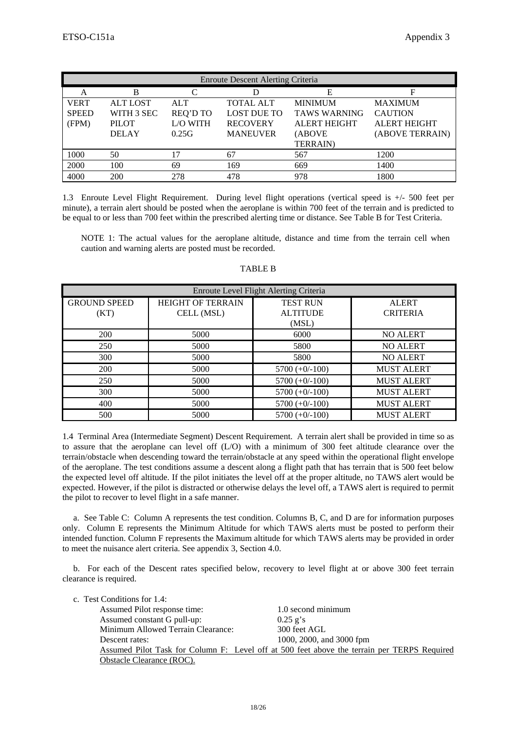| Enroute Descent Alerting Criteria | | | | | |
|---|---|---|---|---|---|
| A | B | C | D | E | F |
| VERT SPEED (FPM) | ALT LOST WITH 3 SEC PILOT DELAY | ALT REQ'D TO L/O WITH 0.25G | TOTAL ALT LOST DUE TO RECOVERY MANEUVER | MINIMUM TAWS WARNING ALERT HEIGHT (ABOVE TERRAIN) | MAXIMUM CAUTION ALERT HEIGHT (ABOVE TERRAIN) |
| 1000 | 50 | 17 | 67 | 567 | 1200 |
| 2000 | 100 | 69 | 169 | 669 | 1400 |
| 4000 | 200 | 278 | 478 | 978 | 1800 |

1.3 Enroute Level Flight Requirement. During level flight operations (vertical speed is +/- 500 feet per minute), a terrain alert should be posted when the aeroplane is within 700 feet of the terrain and is predicted to be equal to or less than 700 feet within the prescribed alerting time or distance. See Table B for Test Criteria.

NOTE 1: The actual values for the aeroplane altitude, distance and time from the terrain cell when caution and warning alerts are posted must be recorded.

TABLE B

| Enroute Level Flight Alerting Criteria | | | |
|---|---|---|---|
| GROUND SPEED (KT) | HEIGHT OF TERRAIN CELL (MSL) | TEST RUN ALTITUDE (MSL) | ALERT CRITERIA |
| 200 | 5000 | 6000 | NO ALERT |
| 250 | 5000 | 5800 | NO ALERT |
| 300 | 5000 | 5800 | NO ALERT |
| 200 | 5000 | 5700 (+0/-100) | MUST ALERT |
| 250 | 5000 | 5700 (+0/-100) | MUST ALERT |
| 300 | 5000 | 5700 (+0/-100) | MUST ALERT |
| 400 | 5000 | 5700 (+0/-100) | MUST ALERT |
| 500 | 5000 | 5700 (+0/-100) | MUST ALERT |

1.4 Terminal Area (Intermediate Segment) Descent Requirement. A terrain alert shall be provided in time so as to assure that the aeroplane can level off (L/O) with a minimum of 300 feet altitude clearance over the terrain/obstacle when descending toward the terrain/obstacle at any speed within the operational flight envelope of the aeroplane. The test conditions assume a descent along a flight path that has terrain that is 500 feet below the expected level off altitude. If the pilot initiates the level off at the proper altitude, no TAWS alert would be expected. However, if the pilot is distracted or otherwise delays the level off, a TAWS alert is required to permit the pilot to recover to level flight in a safe manner.

a. See Table C: Column A represents the test condition. Columns B, C, and D are for information purposes only. Column E represents the Minimum Altitude for which TAWS alerts must be posted to perform their intended function. Column F represents the Maximum altitude for which TAWS alerts may be provided in order to meet the nuisance alert criteria. See appendix 3, Section 4.0.

b. For each of the Descent rates specified below, recovery to level flight at or above 300 feet terrain clearance is required.

c. Test Conditions for 1.4:

| | |
|---|---|
| Assumed Pilot response time: | 1.0 second minimum |
| Assumed constant G pull-up: | 0.25 g's |
| Minimum Allowed Terrain Clearance: | 300 feet AGL |
| Descent rates: | 1000, 2000, and 3000 fpm |

Assumed Pilot Task for Column F: Level off at 500 feet above the terrain per TERPS Required Obstacle Clearance (ROC).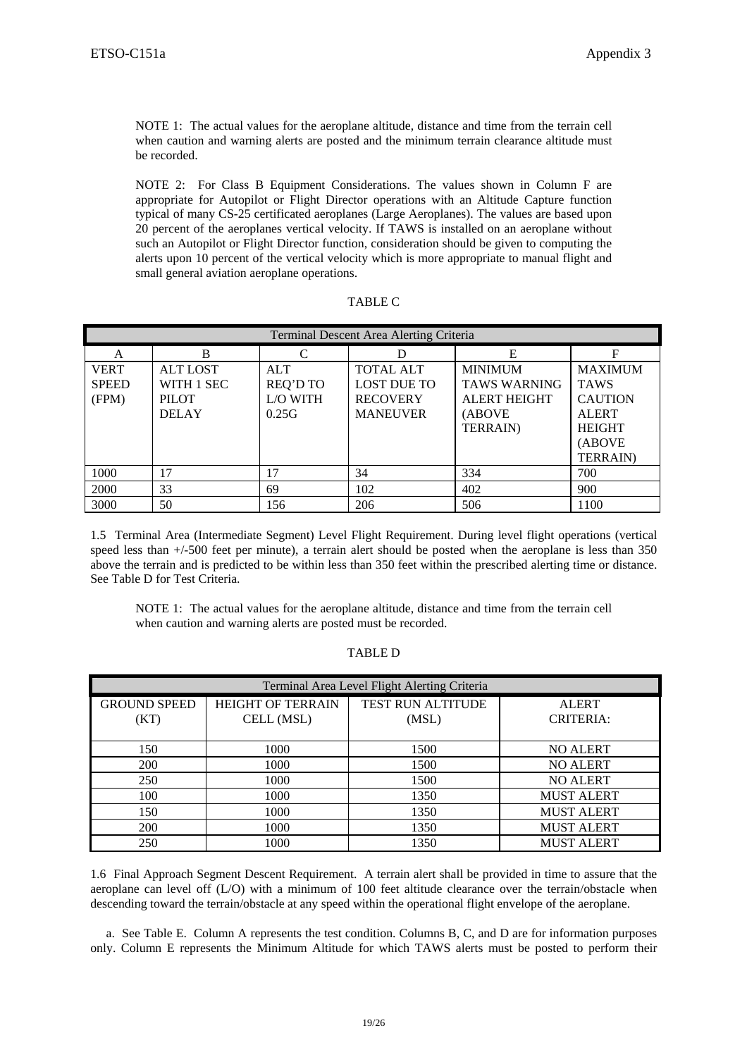NOTE 1: The actual values for the aeroplane altitude, distance and time from the terrain cell when caution and warning alerts are posted and the minimum terrain clearance altitude must be recorded.

NOTE 2: For Class B Equipment Considerations. The values shown in Column F are appropriate for Autopilot or Flight Director operations with an Altitude Capture function typical of many CS-25 certificated aeroplanes (Large Aeroplanes). The values are based upon 20 percent of the aeroplanes vertical velocity. If TAWS is installed on an aeroplane without such an Autopilot or Flight Director function, consideration should be given to computing the alerts upon 10 percent of the vertical velocity which is more appropriate to manual flight and small general aviation aeroplane operations.

TABLE C

| Terminal Descent Area Alerting Criteria | | | | | |
|---|---|---|---|---|---|
| A | B | C | D | E | F |
| VERT SPEED (FPM) | ALT LOST WITH 1 SEC PILOT DELAY | ALT REQ'D TO L/O WITH 0.25G | TOTAL ALT LOST DUE TO RECOVERY MANEUVER | MINIMUM TAWS WARNING ALERT HEIGHT (ABOVE TERRAIN) | MAXIMUM TAWS CAUTION ALERT HEIGHT (ABOVE TERRAIN) |
| 1000 | 17 | 17 | 34 | 334 | 700 |
| 2000 | 33 | 69 | 102 | 402 | 900 |
| 3000 | 50 | 156 | 206 | 506 | 1100 |

1.5 Terminal Area (Intermediate Segment) Level Flight Requirement. During level flight operations (vertical speed less than +/-500 feet per minute), a terrain alert should be posted when the aeroplane is less than 350 above the terrain and is predicted to be within less than 350 feet within the prescribed alerting time or distance. See Table D for Test Criteria.

NOTE 1: The actual values for the aeroplane altitude, distance and time from the terrain cell when caution and warning alerts are posted must be recorded.

TABLE D

| Terminal Area Level Flight Alerting Criteria | | | |
|---|---|---|---|
| GROUND SPEED (KT) | HEIGHT OF TERRAIN CELL (MSL) | TEST RUN ALTITUDE (MSL) | ALERT CRITERIA: |
| 150 | 1000 | 1500 | NO ALERT |
| 200 | 1000 | 1500 | NO ALERT |
| 250 | 1000 | 1500 | NO ALERT |
| 100 | 1000 | 1350 | MUST ALERT |
| 150 | 1000 | 1350 | MUST ALERT |
| 200 | 1000 | 1350 | MUST ALERT |
| 250 | 1000 | 1350 | MUST ALERT |

1.6 Final Approach Segment Descent Requirement. A terrain alert shall be provided in time to assure that the aeroplane can level off (L/O) with a minimum of 100 feet altitude clearance over the terrain/obstacle when descending toward the terrain/obstacle at any speed within the operational flight envelope of the aeroplane.

a. See Table E. Column A represents the test condition. Columns B, C, and D are for information purposes only. Column E represents the Minimum Altitude for which TAWS alerts must be posted to perform their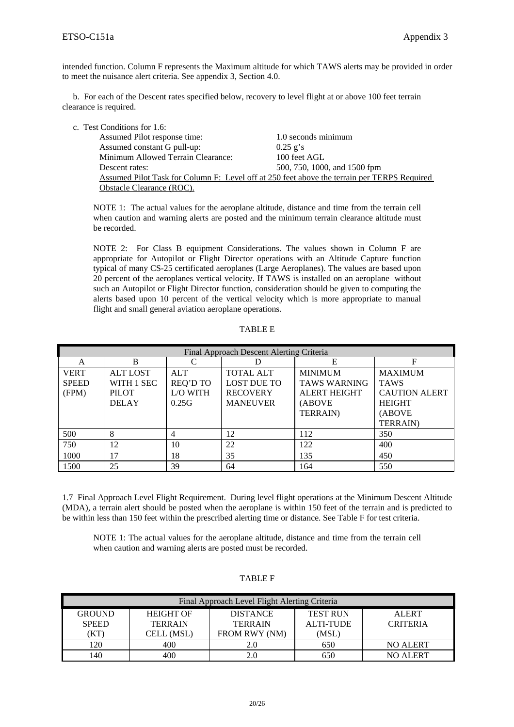intended function. Column F represents the Maximum altitude for which TAWS alerts may be provided in order to meet the nuisance alert criteria. See appendix 3, Section 4.0.

b. For each of the Descent rates specified below, recovery to level flight at or above 100 feet terrain clearance is required.

c. Test Conditions for 1.6:

| | |
|---|---|
| Assumed Pilot response time: | 1.0 seconds minimum |
| Assumed constant G pull-up: | 0.25 g's |
| Minimum Allowed Terrain Clearance: | 100 feet AGL |
| Descent rates: | 500, 750, 1000, and 1500 fpm |

Assumed Pilot Task for Column F: Level off at 250 feet above the terrain per TERPS Required Obstacle Clearance (ROC).

NOTE 1: The actual values for the aeroplane altitude, distance and time from the terrain cell when caution and warning alerts are posted and the minimum terrain clearance altitude must be recorded.

NOTE 2: For Class B equipment Considerations. The values shown in Column F are appropriate for Autopilot or Flight Director operations with an Altitude Capture function typical of many CS-25 certificated aeroplanes (Large Aeroplanes). The values are based upon 20 percent of the aeroplanes vertical velocity. If TAWS is installed on an aeroplane without such an Autopilot or Flight Director function, consideration should be given to computing the alerts based upon 10 percent of the vertical velocity which is more appropriate to manual flight and small general aviation aeroplane operations.

TABLE E

| Final Approach Descent Alerting Criteria | | | | | |
|---|---|---|---|---|---|
| A | B | C | D | E | F |
| VERT SPEED (FPM) | ALT LOST WITH 1 SEC PILOT DELAY | ALT REQ'D TO L/O WITH 0.25G | TOTAL ALT LOST DUE TO RECOVERY MANEUVER | MINIMUM TAWS WARNING ALERT HEIGHT (ABOVE TERRAIN) | MAXIMUM TAWS CAUTION ALERT HEIGHT (ABOVE TERRAIN) |
| 500 | 8 | 4 | 12 | 112 | 350 |
| 750 | 12 | 10 | 22 | 122 | 400 |
| 1000 | 17 | 18 | 35 | 135 | 450 |
| 1500 | 25 | 39 | 64 | 164 | 550 |

1.7 Final Approach Level Flight Requirement. During level flight operations at the Minimum Descent Altitude (MDA), a terrain alert should be posted when the aeroplane is within 150 feet of the terrain and is predicted to be within less than 150 feet within the prescribed alerting time or distance. See Table F for test criteria.

NOTE 1: The actual values for the aeroplane altitude, distance and time from the terrain cell when caution and warning alerts are posted must be recorded.

TABLE F

| Final Approach Level Flight Alerting Criteria | | | | |
|---|---|---|---|---|
| GROUND SPEED (KT) | HEIGHT OF TERRAIN CELL (MSL) | DISTANCE TERRAIN FROM RWY (NM) | TEST RUN ALTI-TUDE (MSL) | ALERT CRITERIA |
| 120 | 400 | 2.0 | 650 | NO ALERT |
| 140 | 400 | 2.0 | 650 | NO ALERT |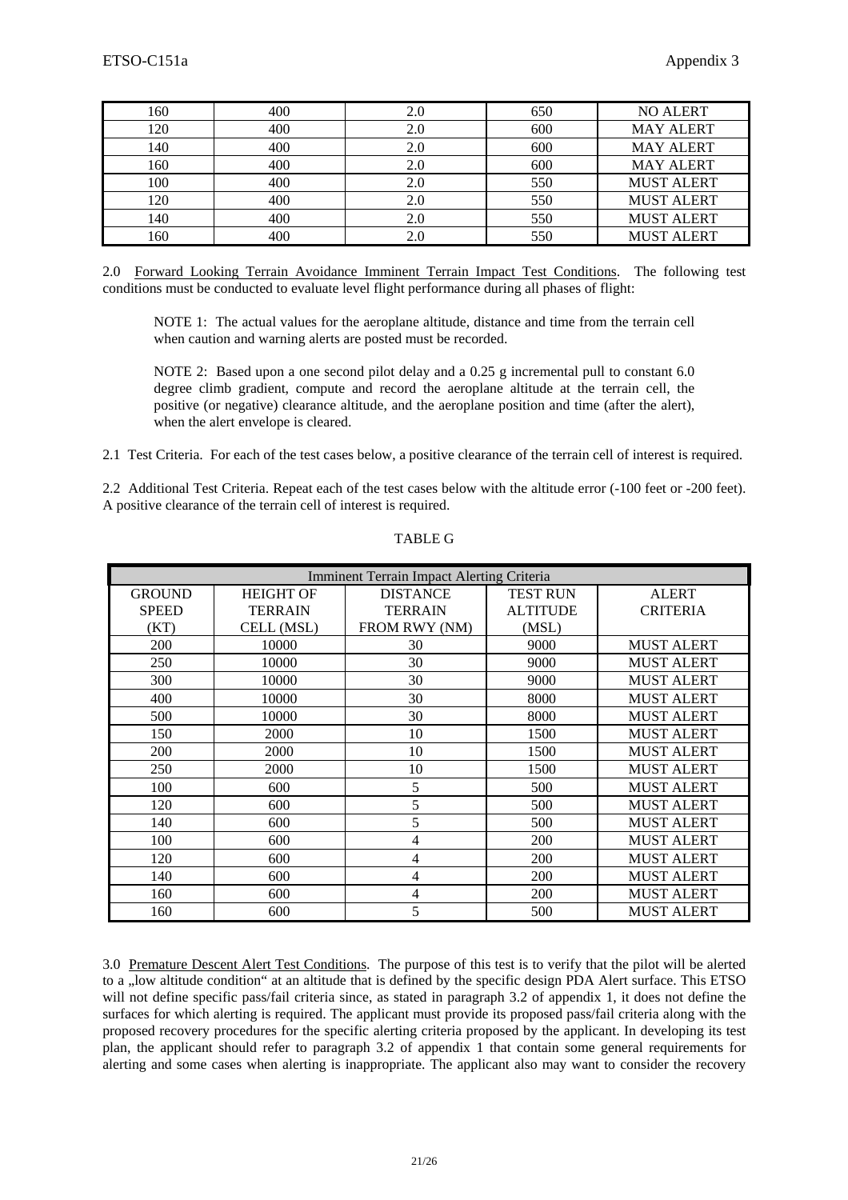| | | | | |
|---|---|---|---|---|
| 160 | 400 | 2.0 | 650 | NO ALERT |
| 120 | 400 | 2.0 | 600 | MAY ALERT |
| 140 | 400 | 2.0 | 600 | MAY ALERT |
| 160 | 400 | 2.0 | 600 | MAY ALERT |
| 100 | 400 | 2.0 | 550 | MUST ALERT |
| 120 | 400 | 2.0 | 550 | MUST ALERT |
| 140 | 400 | 2.0 | 550 | MUST ALERT |
| 160 | 400 | 2.0 | 550 | MUST ALERT |

2.0 Forward Looking Terrain Avoidance Imminent Terrain Impact Test Conditions. The following test conditions must be conducted to evaluate level flight performance during all phases of flight:

NOTE 1: The actual values for the aeroplane altitude, distance and time from the terrain cell when caution and warning alerts are posted must be recorded.

NOTE 2: Based upon a one second pilot delay and a 0.25 g incremental pull to constant 6.0 degree climb gradient, compute and record the aeroplane altitude at the terrain cell, the positive (or negative) clearance altitude, and the aeroplane position and time (after the alert), when the alert envelope is cleared.

2.1 Test Criteria. For each of the test cases below, a positive clearance of the terrain cell of interest is required.

2.2 Additional Test Criteria. Repeat each of the test cases below with the altitude error (-100 feet or -200 feet). A positive clearance of the terrain cell of interest is required.

TABLE G

| Imminent Terrain Impact Alerting Criteria | | | | |
|---|---|---|---|---|
| GROUND SPEED (KT) | HEIGHT OF TERRAIN CELL (MSL) | DISTANCE TERRAIN FROM RWY (NM) | TEST RUN ALTITUDE (MSL) | ALERT CRITERIA |
| 200 | 10000 | 30 | 9000 | MUST ALERT |
| 250 | 10000 | 30 | 9000 | MUST ALERT |
| 300 | 10000 | 30 | 9000 | MUST ALERT |
| 400 | 10000 | 30 | 8000 | MUST ALERT |
| 500 | 10000 | 30 | 8000 | MUST ALERT |
| 150 | 2000 | 10 | 1500 | MUST ALERT |
| 200 | 2000 | 10 | 1500 | MUST ALERT |
| 250 | 2000 | 10 | 1500 | MUST ALERT |
| 100 | 600 | 5 | 500 | MUST ALERT |
| 120 | 600 | 5 | 500 | MUST ALERT |
| 140 | 600 | 5 | 500 | MUST ALERT |
| 100 | 600 | 4 | 200 | MUST ALERT |
| 120 | 600 | 4 | 200 | MUST ALERT |
| 140 | 600 | 4 | 200 | MUST ALERT |
| 160 | 600 | 4 | 200 | MUST ALERT |
| 160 | 600 | 5 | 500 | MUST ALERT |

3.0 Premature Descent Alert Test Conditions. The purpose of this test is to verify that the pilot will be alerted to a „low altitude condition" at an altitude that is defined by the specific design PDA Alert surface. This ETSO will not define specific pass/fail criteria since, as stated in paragraph 3.2 of appendix 1, it does not define the surfaces for which alerting is required. The applicant must provide its proposed pass/fail criteria along with the proposed recovery procedures for the specific alerting criteria proposed by the applicant. In developing its test plan, the applicant should refer to paragraph 3.2 of appendix 1 that contain some general requirements for alerting and some cases when alerting is inappropriate. The applicant also may want to consider the recovery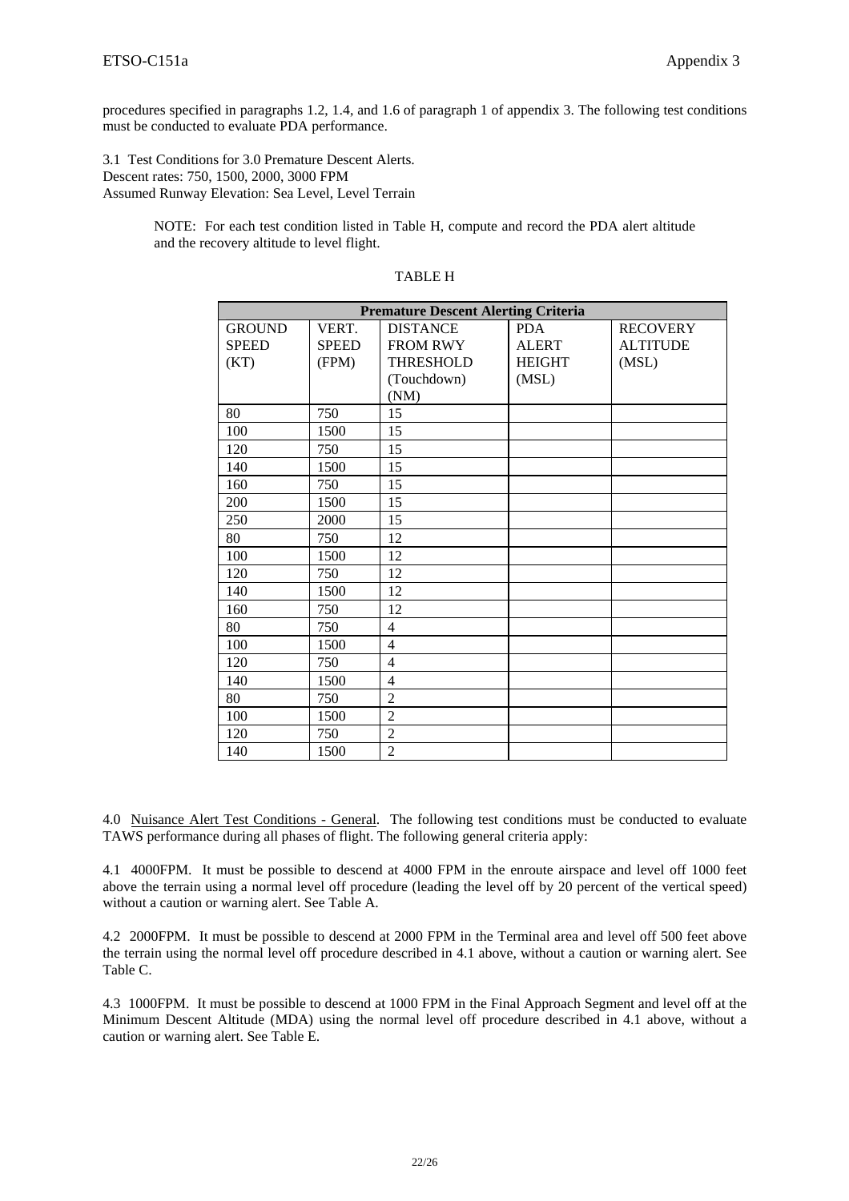procedures specified in paragraphs 1.2, 1.4, and 1.6 of paragraph 1 of appendix 3. The following test conditions must be conducted to evaluate PDA performance.

3.1 Test Conditions for 3.0 Premature Descent Alerts.
Descent rates: 750, 1500, 2000, 3000 FPM
Assumed Runway Elevation: Sea Level, Level Terrain

> NOTE: For each test condition listed in Table H, compute and record the PDA alert altitude and the recovery altitude to level flight.

TABLE H

| Premature Descent Alerting Criteria | | | | |
|---|---|---|---|---|
| GROUND SPEED (KT) | VERT. SPEED (FPM) | DISTANCE FROM RWY THRESHOLD (Touchdown) (NM) | PDA ALERT HEIGHT (MSL) | RECOVERY ALTITUDE (MSL) |
| 80 | 750 | 15 | | |
| 100 | 1500 | 15 | | |
| 120 | 750 | 15 | | |
| 140 | 1500 | 15 | | |
| 160 | 750 | 15 | | |
| 200 | 1500 | 15 | | |
| 250 | 2000 | 15 | | |
| 80 | 750 | 12 | | |
| 100 | 1500 | 12 | | |
| 120 | 750 | 12 | | |
| 140 | 1500 | 12 | | |
| 160 | 750 | 12 | | |
| 80 | 750 | 4 | | |
| 100 | 1500 | 4 | | |
| 120 | 750 | 4 | | |
| 140 | 1500 | 4 | | |
| 80 | 750 | 2 | | |
| 100 | 1500 | 2 | | |
| 120 | 750 | 2 | | |
| 140 | 1500 | 2 | | |

4.0 Nuisance Alert Test Conditions - General. The following test conditions must be conducted to evaluate TAWS performance during all phases of flight. The following general criteria apply:

4.1 4000FPM. It must be possible to descend at 4000 FPM in the enroute airspace and level off 1000 feet above the terrain using a normal level off procedure (leading the level off by 20 percent of the vertical speed) without a caution or warning alert. See Table A.

4.2 2000FPM. It must be possible to descend at 2000 FPM in the Terminal area and level off 500 feet above the terrain using the normal level off procedure described in 4.1 above, without a caution or warning alert. See Table C.

4.3 1000FPM. It must be possible to descend at 1000 FPM in the Final Approach Segment and level off at the Minimum Descent Altitude (MDA) using the normal level off procedure described in 4.1 above, without a caution or warning alert. See Table E.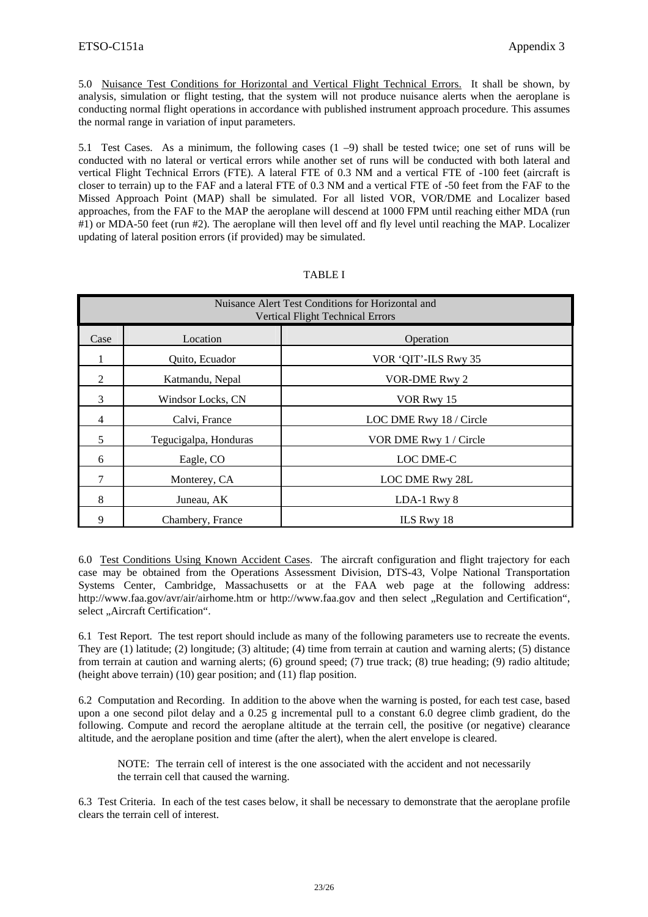5.0 Nuisance Test Conditions for Horizontal and Vertical Flight Technical Errors. It shall be shown, by analysis, simulation or flight testing, that the system will not produce nuisance alerts when the aeroplane is conducting normal flight operations in accordance with published instrument approach procedure. This assumes the normal range in variation of input parameters.

5.1 Test Cases. As a minimum, the following cases (1 –9) shall be tested twice; one set of runs will be conducted with no lateral or vertical errors while another set of runs will be conducted with both lateral and vertical Flight Technical Errors (FTE). A lateral FTE of 0.3 NM and a vertical FTE of -100 feet (aircraft is closer to terrain) up to the FAF and a lateral FTE of 0.3 NM and a vertical FTE of -50 feet from the FAF to the Missed Approach Point (MAP) shall be simulated. For all listed VOR, VOR/DME and Localizer based approaches, from the FAF to the MAP the aeroplane will descend at 1000 FPM until reaching either MDA (run #1) or MDA-50 feet (run #2). The aeroplane will then level off and fly level until reaching the MAP. Localizer updating of lateral position errors (if provided) may be simulated.

TABLE I

| Nuisance Alert Test Conditions for Horizontal and Vertical Flight Technical Errors | | |
|---|---|---|
| Case | Location | Operation |
| 1 | Quito, Ecuador | VOR 'QIT'-ILS Rwy 35 |
| 2 | Katmandu, Nepal | VOR-DME Rwy 2 |
| 3 | Windsor Locks, CN | VOR Rwy 15 |
| 4 | Calvi, France | LOC DME Rwy 18 / Circle |
| 5 | Tegucigalpa, Honduras | VOR DME Rwy 1 / Circle |
| 6 | Eagle, CO | LOC DME-C |
| 7 | Monterey, CA | LOC DME Rwy 28L |
| 8 | Juneau, AK | LDA-1 Rwy 8 |
| 9 | Chambery, France | ILS Rwy 18 |

6.0 Test Conditions Using Known Accident Cases. The aircraft configuration and flight trajectory for each case may be obtained from the Operations Assessment Division, DTS-43, Volpe National Transportation Systems Center, Cambridge, Massachusetts or at the FAA web page at the following address: http://www.faa.gov/avr/air/airhome.htm or http://www.faa.gov and then select „Regulation and Certification", select „Aircraft Certification".

6.1 Test Report. The test report should include as many of the following parameters use to recreate the events. They are (1) latitude; (2) longitude; (3) altitude; (4) time from terrain at caution and warning alerts; (5) distance from terrain at caution and warning alerts; (6) ground speed; (7) true track; (8) true heading; (9) radio altitude; (height above terrain) (10) gear position; and (11) flap position.

6.2 Computation and Recording. In addition to the above when the warning is posted, for each test case, based upon a one second pilot delay and a 0.25 g incremental pull to a constant 6.0 degree climb gradient, do the following. Compute and record the aeroplane altitude at the terrain cell, the positive (or negative) clearance altitude, and the aeroplane position and time (after the alert), when the alert envelope is cleared.

> NOTE: The terrain cell of interest is the one associated with the accident and not necessarily the terrain cell that caused the warning.

6.3 Test Criteria. In each of the test cases below, it shall be necessary to demonstrate that the aeroplane profile clears the terrain cell of interest.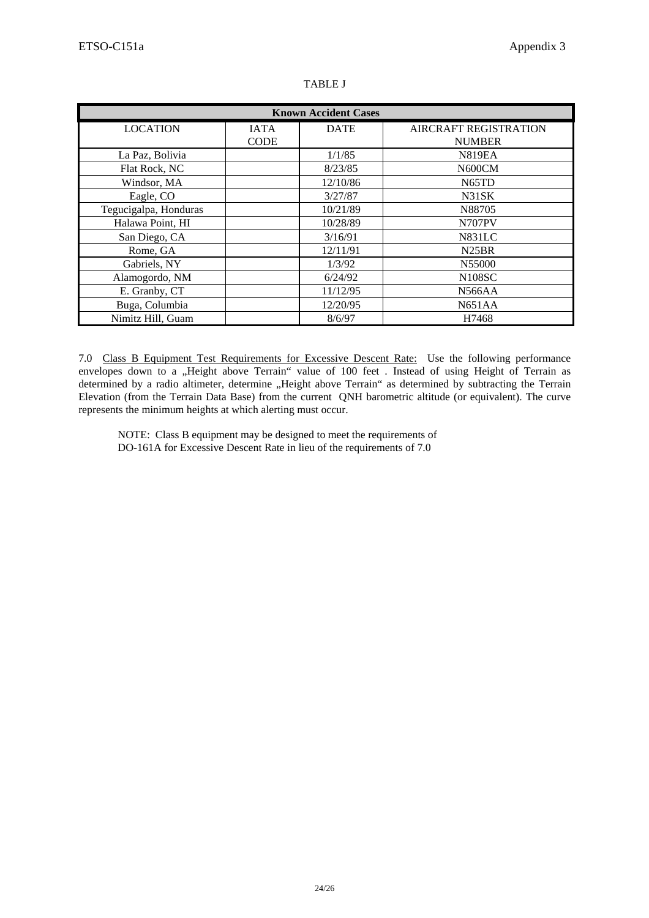TABLE J

| Known Accident Cases | | | |
|---|---|---|---|
| LOCATION | IATA CODE | DATE | AIRCRAFT REGISTRATION NUMBER |
| La Paz, Bolivia | | 1/1/85 | N819EA |
| Flat Rock, NC | | 8/23/85 | N600CM |
| Windsor, MA | | 12/10/86 | N65TD |
| Eagle, CO | | 3/27/87 | N31SK |
| Tegucigalpa, Honduras | | 10/21/89 | N88705 |
| Halawa Point, HI | | 10/28/89 | N707PV |
| San Diego, CA | | 3/16/91 | N831LC |
| Rome, GA | | 12/11/91 | N25BR |
| Gabriels, NY | | 1/3/92 | N55000 |
| Alamogordo, NM | | 6/24/92 | N108SC |
| E. Granby, CT | | 11/12/95 | N566AA |
| Buga, Columbia | | 12/20/95 | N651AA |
| Nimitz Hill, Guam | | 8/6/97 | H7468 |

7.0 Class B Equipment Test Requirements for Excessive Descent Rate: Use the following performance envelopes down to a „Height above Terrain" value of 100 feet . Instead of using Height of Terrain as determined by a radio altimeter, determine „Height above Terrain" as determined by subtracting the Terrain Elevation (from the Terrain Data Base) from the current QNH barometric altitude (or equivalent). The curve represents the minimum heights at which alerting must occur.

NOTE: Class B equipment may be designed to meet the requirements of DO-161A for Excessive Descent Rate in lieu of the requirements of 7.0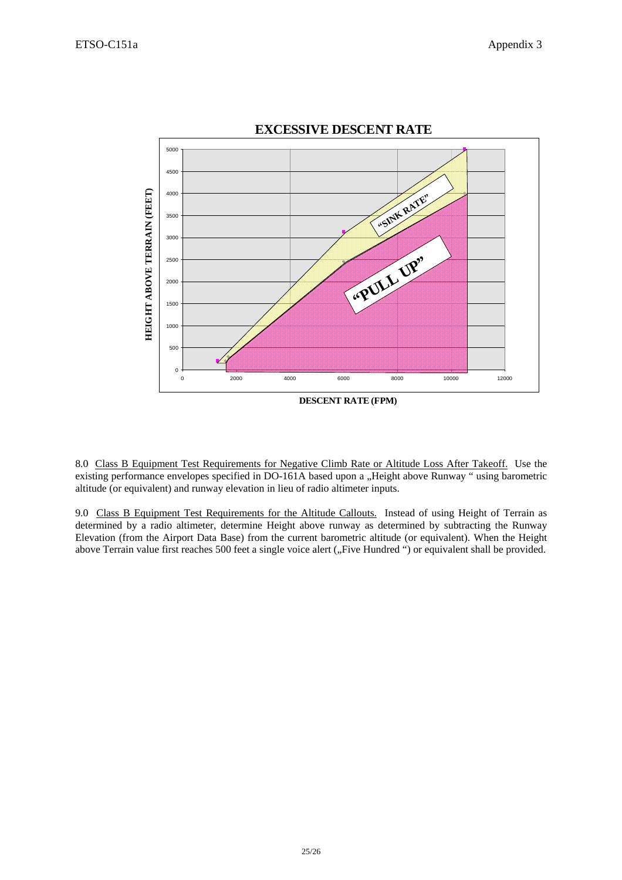**EXCESSIVE DESCENT RATE**

8.0 Class B Equipment Test Requirements for Negative Climb Rate or Altitude Loss After Takeoff. Use the existing performance envelopes specified in DO-161A based upon a „Height above Runway " using barometric altitude (or equivalent) and runway elevation in lieu of radio altimeter inputs.

9.0 Class B Equipment Test Requirements for the Altitude Callouts. Instead of using Height of Terrain as determined by a radio altimeter, determine Height above runway as determined by subtracting the Runway Elevation (from the Airport Data Base) from the current barometric altitude (or equivalent). When the Height above Terrain value first reaches 500 feet a single voice alert („Five Hundred ") or equivalent shall be provided.